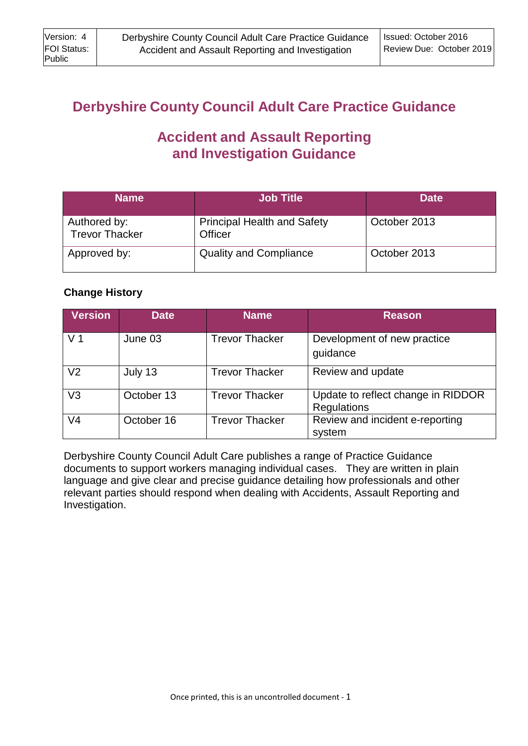# Derbyshire County Council Adult Care Practice Guidance

## Accident and Assault Reporting and Investigation Guidance

| Name | Job Title | Date |
|---|---|---|
| Authored by: Trevor Thacker | Principal Health and Safety Officer | October 2013 |
| Approved by: | Quality and Compliance | October 2013 |

**Change History**

| Version | Date | Name | Reason |
|---|---|---|---|
| V 1 | June 03 | Trevor Thacker | Development of new practice guidance |
| V2 | July 13 | Trevor Thacker | Review and update |
| V3 | October 13 | Trevor Thacker | Update to reflect change in RIDDOR Regulations |
| V4 | October 16 | Trevor Thacker | Review and incident e-reporting system |

Derbyshire County Council Adult Care publishes a range of Practice Guidance documents to support workers managing individual cases. They are written in plain language and give clear and precise guidance detailing how professionals and other relevant parties should respond when dealing with Accidents, Assault Reporting and Investigation.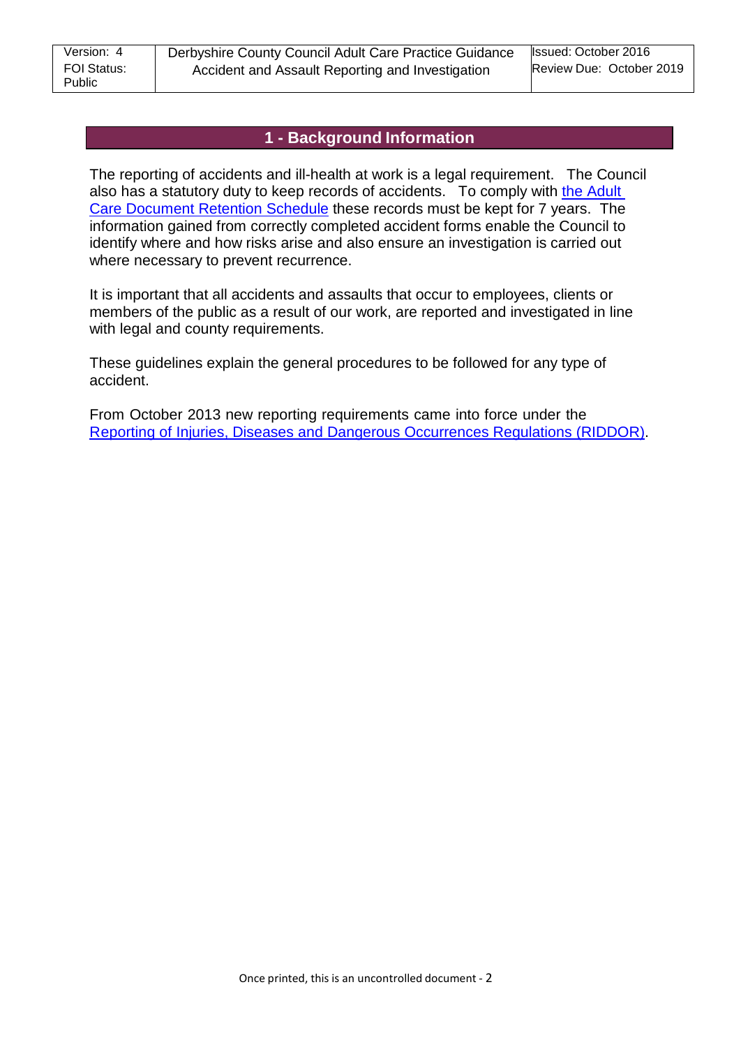## 1 - Background Information

The reporting of accidents and ill-health at work is a legal requirement. The Council also has a statutory duty to keep records of accidents. To comply with the Adult Care Document Retention Schedule these records must be kept for 7 years. The information gained from correctly completed accident forms enable the Council to identify where and how risks arise and also ensure an investigation is carried out where necessary to prevent recurrence.

It is important that all accidents and assaults that occur to employees, clients or members of the public as a result of our work, are reported and investigated in line with legal and county requirements.

These guidelines explain the general procedures to be followed for any type of accident.

From October 2013 new reporting requirements came into force under the Reporting of Injuries, Diseases and Dangerous Occurrences Regulations (RIDDOR).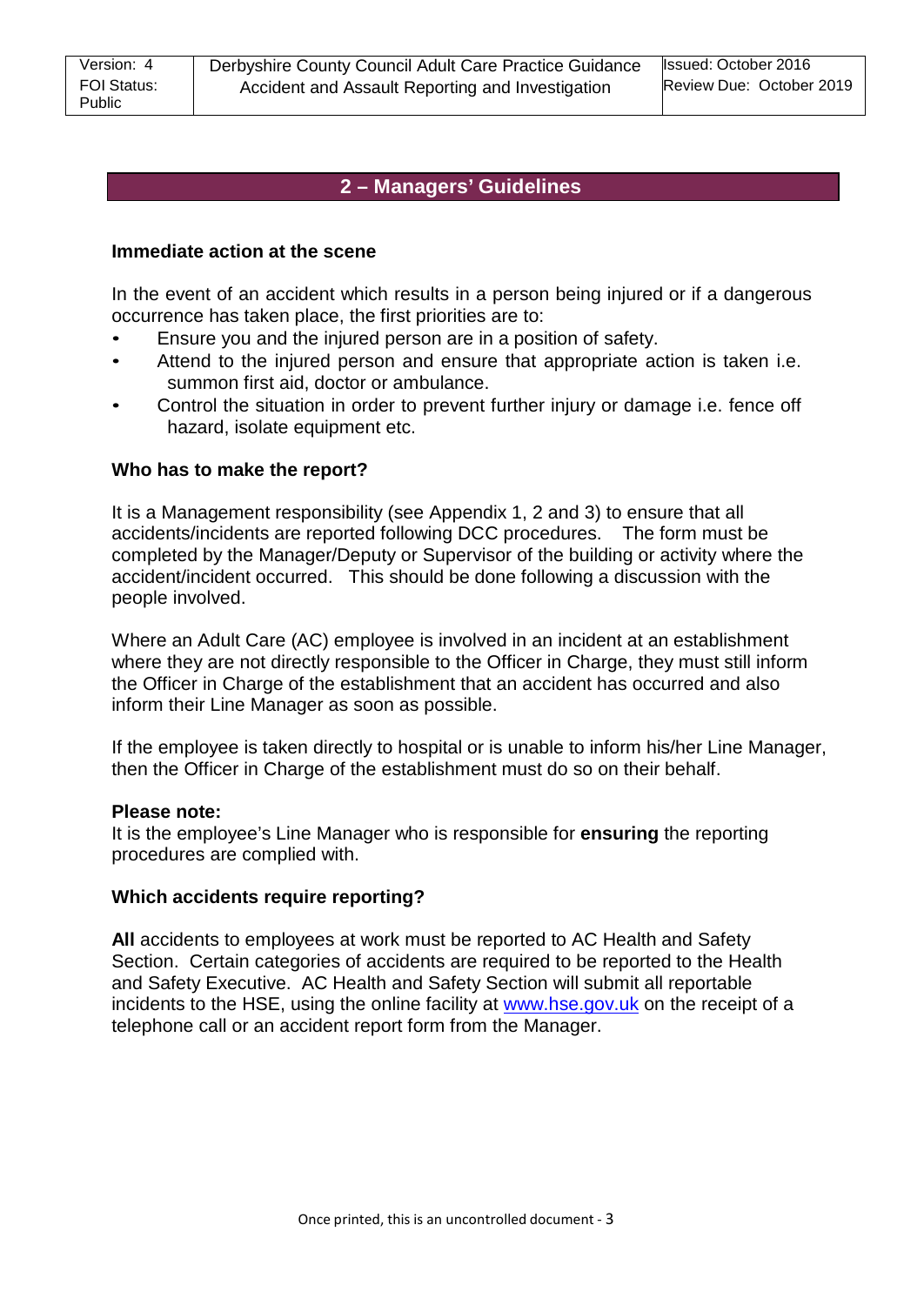## 2 – Managers' Guidelines

### Immediate action at the scene

In the event of an accident which results in a person being injured or if a dangerous occurrence has taken place, the first priorities are to:

- Ensure you and the injured person are in a position of safety.
- Attend to the injured person and ensure that appropriate action is taken i.e. summon first aid, doctor or ambulance.
- Control the situation in order to prevent further injury or damage i.e. fence off hazard, isolate equipment etc.

### Who has to make the report?

It is a Management responsibility (see Appendix 1, 2 and 3) to ensure that all accidents/incidents are reported following DCC procedures. The form must be completed by the Manager/Deputy or Supervisor of the building or activity where the accident/incident occurred. This should be done following a discussion with the people involved.

Where an Adult Care (AC) employee is involved in an incident at an establishment where they are not directly responsible to the Officer in Charge, they must still inform the Officer in Charge of the establishment that an accident has occurred and also inform their Line Manager as soon as possible.

If the employee is taken directly to hospital or is unable to inform his/her Line Manager, then the Officer in Charge of the establishment must do so on their behalf.

**Please note:**
It is the employee's Line Manager who is responsible for **ensuring** the reporting procedures are complied with.

### Which accidents require reporting?

**All** accidents to employees at work must be reported to AC Health and Safety Section. Certain categories of accidents are required to be reported to the Health and Safety Executive. AC Health and Safety Section will submit all reportable incidents to the HSE, using the online facility at www.hse.gov.uk on the receipt of a telephone call or an accident report form from the Manager.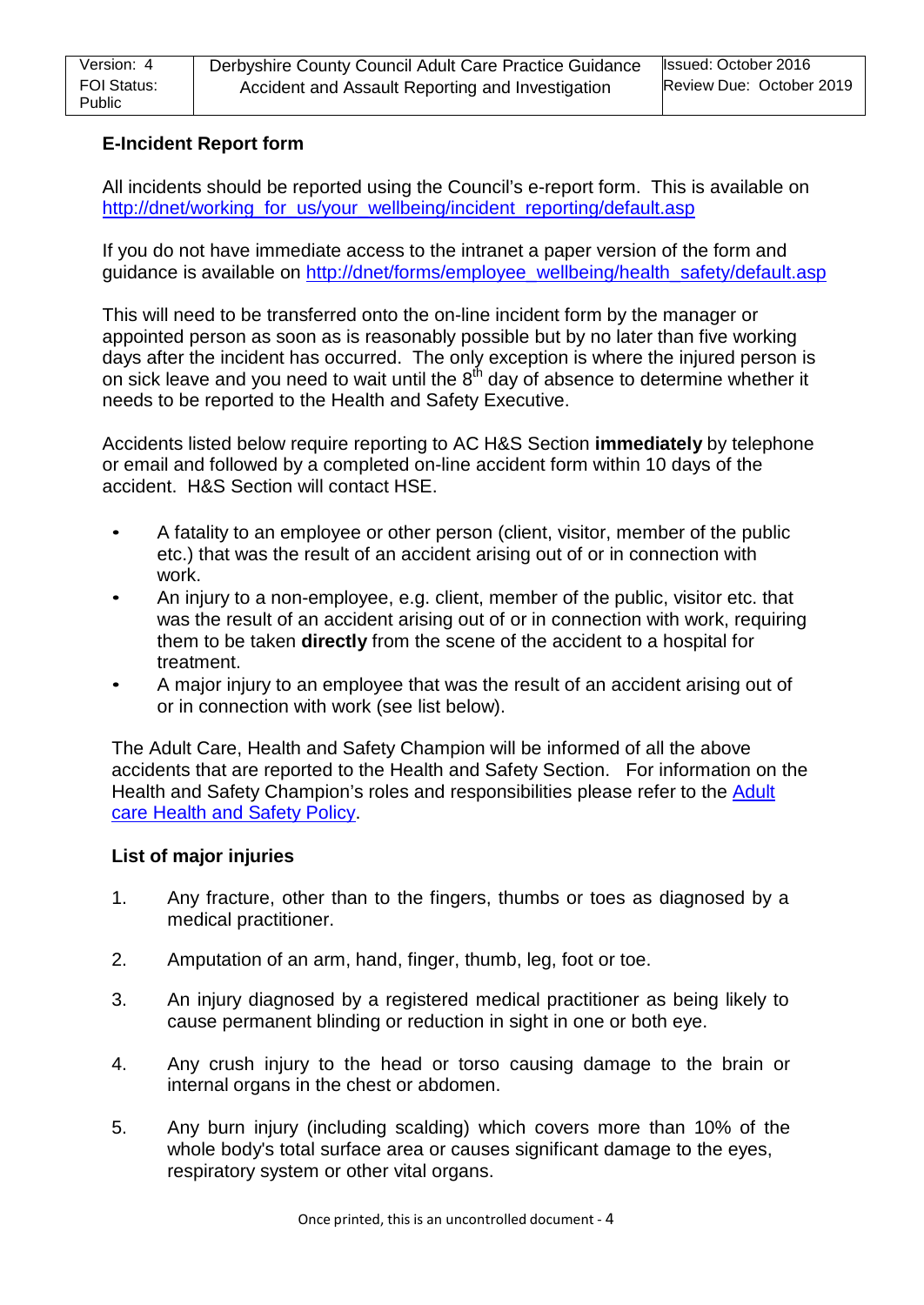**E-Incident Report form**

All incidents should be reported using the Council's e-report form. This is available on [http://dnet/working_for_us/your_wellbeing/incident_reporting/default.asp](http://dnet/working_for_us/your_wellbeing/incident_reporting/default.asp)

If you do not have immediate access to the intranet a paper version of the form and guidance is available on [http://dnet/forms/employee_wellbeing/health_safety/default.asp](http://dnet/forms/employee_wellbeing/health_safety/default.asp)

This will need to be transferred onto the on-line incident form by the manager or appointed person as soon as is reasonably possible but by no later than five working days after the incident has occurred. The only exception is where the injured person is on sick leave and you need to wait until the 8th day of absence to determine whether it needs to be reported to the Health and Safety Executive.

Accidents listed below require reporting to AC H&S Section **immediately** by telephone or email and followed by a completed on-line accident form within 10 days of the accident. H&S Section will contact HSE.

- A fatality to an employee or other person (client, visitor, member of the public etc.) that was the result of an accident arising out of or in connection with work.
- An injury to a non-employee, e.g. client, member of the public, visitor etc. that was the result of an accident arising out of or in connection with work, requiring them to be taken **directly** from the scene of the accident to a hospital for treatment.
- A major injury to an employee that was the result of an accident arising out of or in connection with work (see list below).

The Adult Care, Health and Safety Champion will be informed of all the above accidents that are reported to the Health and Safety Section. For information on the Health and Safety Champion's roles and responsibilities please refer to the Adult care Health and Safety Policy.

**List of major injuries**

1. Any fracture, other than to the fingers, thumbs or toes as diagnosed by a medical practitioner.
2. Amputation of an arm, hand, finger, thumb, leg, foot or toe.
3. An injury diagnosed by a registered medical practitioner as being likely to cause permanent blinding or reduction in sight in one or both eye.
4. Any crush injury to the head or torso causing damage to the brain or internal organs in the chest or abdomen.
5. Any burn injury (including scalding) which covers more than 10% of the whole body's total surface area or causes significant damage to the eyes, respiratory system or other vital organs.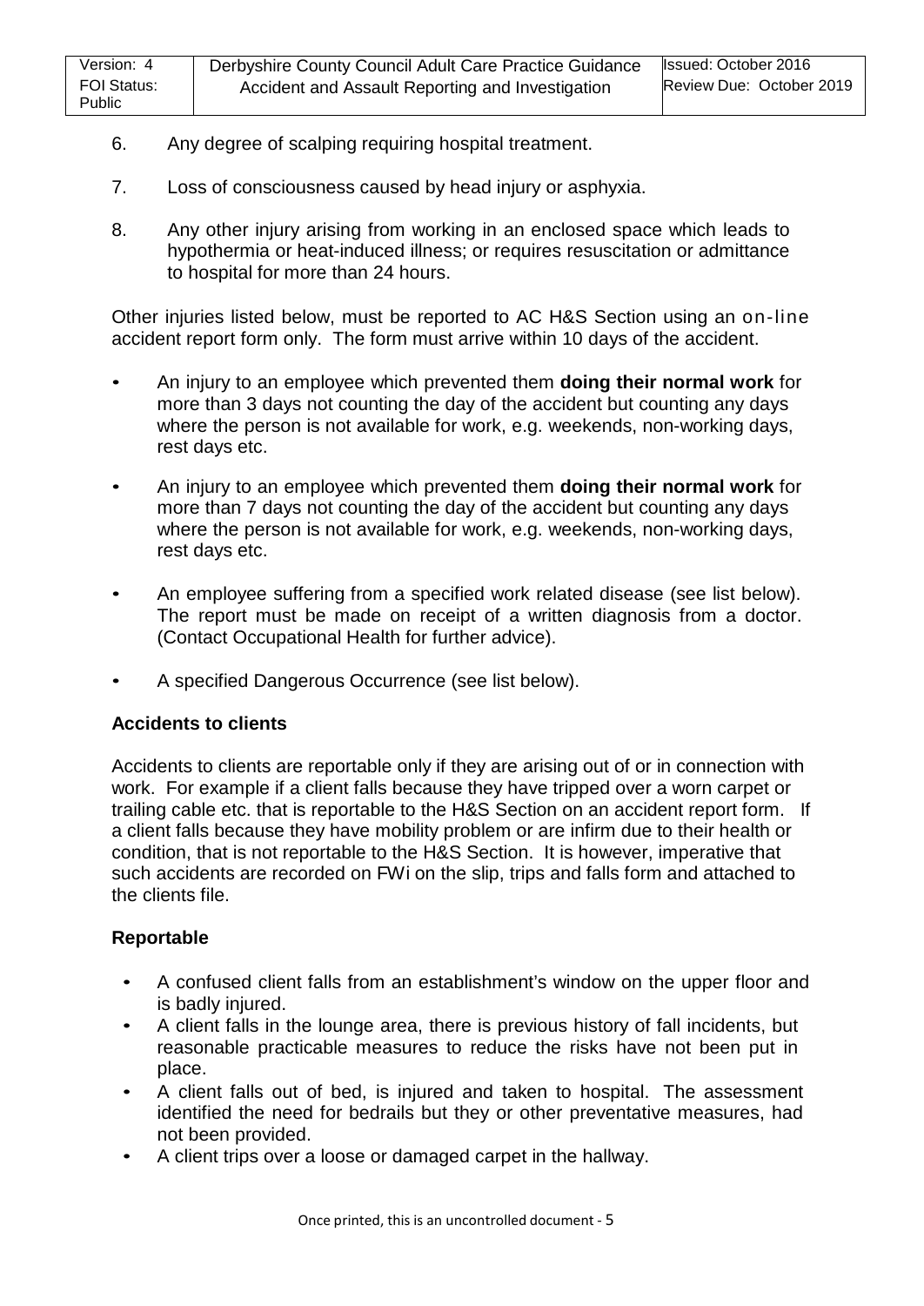6. Any degree of scalping requiring hospital treatment.

7. Loss of consciousness caused by head injury or asphyxia.

8. Any other injury arising from working in an enclosed space which leads to hypothermia or heat-induced illness; or requires resuscitation or admittance to hospital for more than 24 hours.

Other injuries listed below, must be reported to AC H&S Section using an on-line accident report form only. The form must arrive within 10 days of the accident.

- An injury to an employee which prevented them **doing their normal work** for more than 3 days not counting the day of the accident but counting any days where the person is not available for work, e.g. weekends, non-working days, rest days etc.
- An injury to an employee which prevented them **doing their normal work** for more than 7 days not counting the day of the accident but counting any days where the person is not available for work, e.g. weekends, non-working days, rest days etc.
- An employee suffering from a specified work related disease (see list below). The report must be made on receipt of a written diagnosis from a doctor. (Contact Occupational Health for further advice).
- A specified Dangerous Occurrence (see list below).

**Accidents to clients**

Accidents to clients are reportable only if they are arising out of or in connection with work. For example if a client falls because they have tripped over a worn carpet or trailing cable etc. that is reportable to the H&S Section on an accident report form. If a client falls because they have mobility problem or are infirm due to their health or condition, that is not reportable to the H&S Section. It is however, imperative that such accidents are recorded on FWi on the slip, trips and falls form and attached to the clients file.

**Reportable**

- A confused client falls from an establishment's window on the upper floor and is badly injured.
- A client falls in the lounge area, there is previous history of fall incidents, but reasonable practicable measures to reduce the risks have not been put in place.
- A client falls out of bed, is injured and taken to hospital. The assessment identified the need for bedrails but they or other preventative measures, had not been provided.
- A client trips over a loose or damaged carpet in the hallway.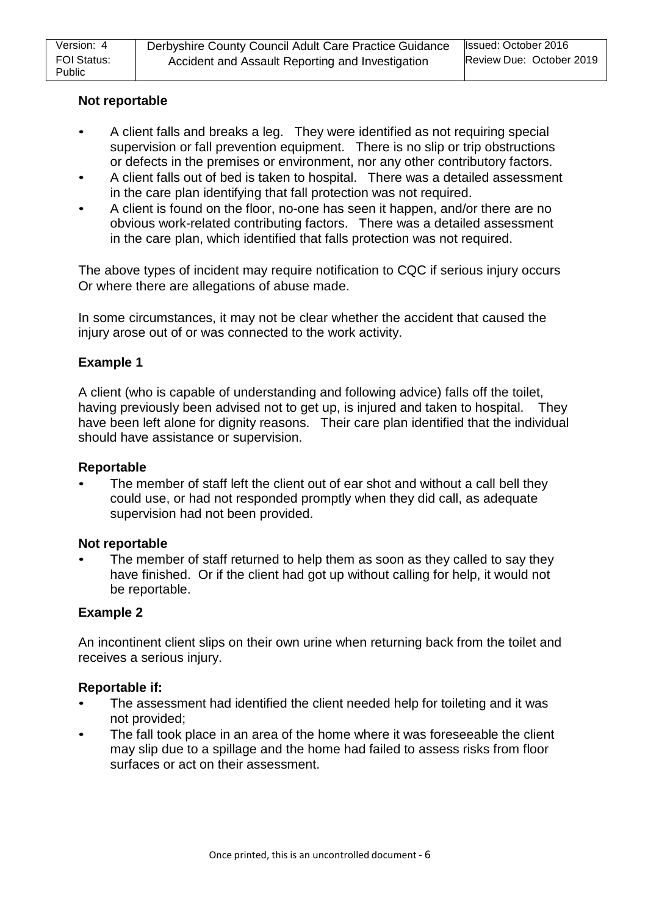**Not reportable**

- A client falls and breaks a leg. They were identified as not requiring special supervision or fall prevention equipment. There is no slip or trip obstructions or defects in the premises or environment, nor any other contributory factors.
- A client falls out of bed is taken to hospital. There was a detailed assessment in the care plan identifying that fall protection was not required.
- A client is found on the floor, no-one has seen it happen, and/or there are no obvious work-related contributing factors. There was a detailed assessment in the care plan, which identified that falls protection was not required.

The above types of incident may require notification to CQC if serious injury occurs Or where there are allegations of abuse made.

In some circumstances, it may not be clear whether the accident that caused the injury arose out of or was connected to the work activity.

**Example 1**

A client (who is capable of understanding and following advice) falls off the toilet, having previously been advised not to get up, is injured and taken to hospital. They have been left alone for dignity reasons. Their care plan identified that the individual should have assistance or supervision.

**Reportable**

- The member of staff left the client out of ear shot and without a call bell they could use, or had not responded promptly when they did call, as adequate supervision had not been provided.

**Not reportable**

- The member of staff returned to help them as soon as they called to say they have finished. Or if the client had got up without calling for help, it would not be reportable.

**Example 2**

An incontinent client slips on their own urine when returning back from the toilet and receives a serious injury.

**Reportable if:**

- The assessment had identified the client needed help for toileting and it was not provided;
- The fall took place in an area of the home where it was foreseeable the client may slip due to a spillage and the home had failed to assess risks from floor surfaces or act on their assessment.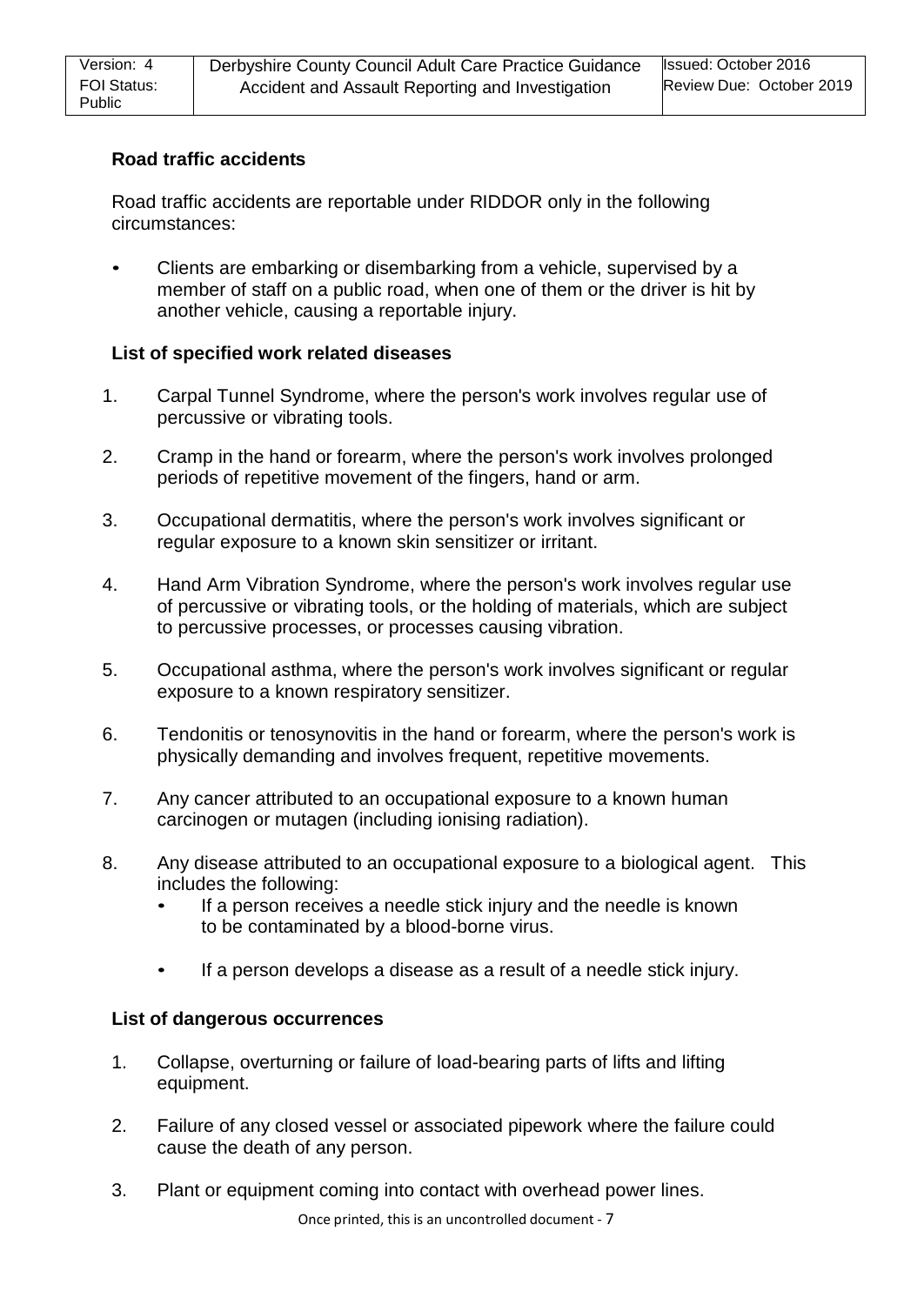**Road traffic accidents**

Road traffic accidents are reportable under RIDDOR only in the following circumstances:

- Clients are embarking or disembarking from a vehicle, supervised by a member of staff on a public road, when one of them or the driver is hit by another vehicle, causing a reportable injury.

**List of specified work related diseases**

1. Carpal Tunnel Syndrome, where the person's work involves regular use of percussive or vibrating tools.
2. Cramp in the hand or forearm, where the person's work involves prolonged periods of repetitive movement of the fingers, hand or arm.
3. Occupational dermatitis, where the person's work involves significant or regular exposure to a known skin sensitizer or irritant.
4. Hand Arm Vibration Syndrome, where the person's work involves regular use of percussive or vibrating tools, or the holding of materials, which are subject to percussive processes, or processes causing vibration.
5. Occupational asthma, where the person's work involves significant or regular exposure to a known respiratory sensitizer.
6. Tendonitis or tenosynovitis in the hand or forearm, where the person's work is physically demanding and involves frequent, repetitive movements.
7. Any cancer attributed to an occupational exposure to a known human carcinogen or mutagen (including ionising radiation).
8. Any disease attributed to an occupational exposure to a biological agent. This includes the following:
   - If a person receives a needle stick injury and the needle is known to be contaminated by a blood-borne virus.
   - If a person develops a disease as a result of a needle stick injury.

**List of dangerous occurrences**

1. Collapse, overturning or failure of load-bearing parts of lifts and lifting equipment.
2. Failure of any closed vessel or associated pipework where the failure could cause the death of any person.
3. Plant or equipment coming into contact with overhead power lines.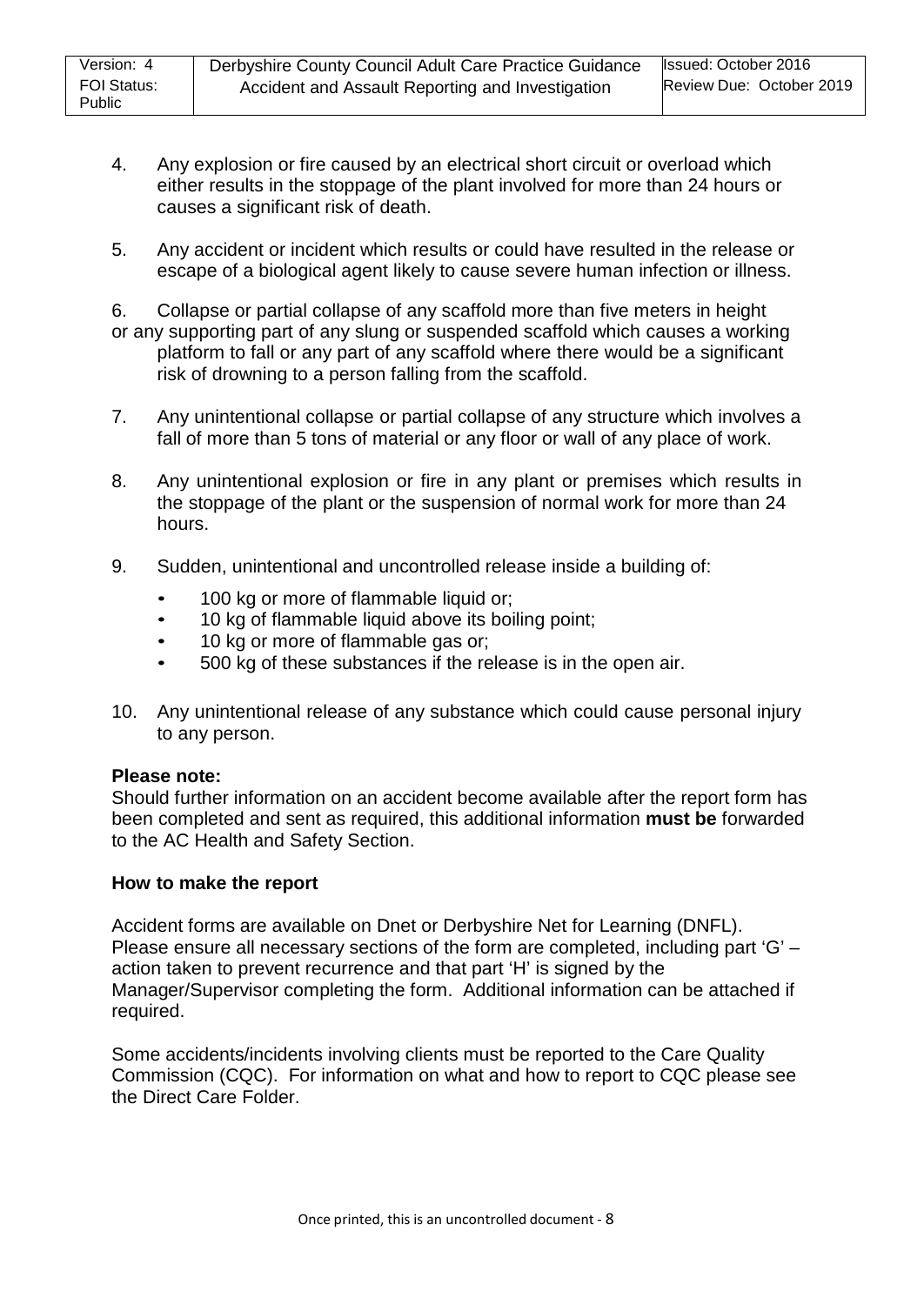4. Any explosion or fire caused by an electrical short circuit or overload which either results in the stoppage of the plant involved for more than 24 hours or causes a significant risk of death.

5. Any accident or incident which results or could have resulted in the release or escape of a biological agent likely to cause severe human infection or illness.

6. Collapse or partial collapse of any scaffold more than five meters in height or any supporting part of any slung or suspended scaffold which causes a working platform to fall or any part of any scaffold where there would be a significant risk of drowning to a person falling from the scaffold.

7. Any unintentional collapse or partial collapse of any structure which involves a fall of more than 5 tons of material or any floor or wall of any place of work.

8. Any unintentional explosion or fire in any plant or premises which results in the stoppage of the plant or the suspension of normal work for more than 24 hours.

9. Sudden, unintentional and uncontrolled release inside a building of:
   - 100 kg or more of flammable liquid or;
   - 10 kg of flammable liquid above its boiling point;
   - 10 kg or more of flammable gas or;
   - 500 kg of these substances if the release is in the open air.

10. Any unintentional release of any substance which could cause personal injury to any person.

**Please note:**
Should further information on an accident become available after the report form has been completed and sent as required, this additional information **must be** forwarded to the AC Health and Safety Section.

**How to make the report**

Accident forms are available on Dnet or Derbyshire Net for Learning (DNFL). Please ensure all necessary sections of the form are completed, including part 'G' – action taken to prevent recurrence and that part 'H' is signed by the Manager/Supervisor completing the form. Additional information can be attached if required.

Some accidents/incidents involving clients must be reported to the Care Quality Commission (CQC). For information on what and how to report to CQC please see the Direct Care Folder.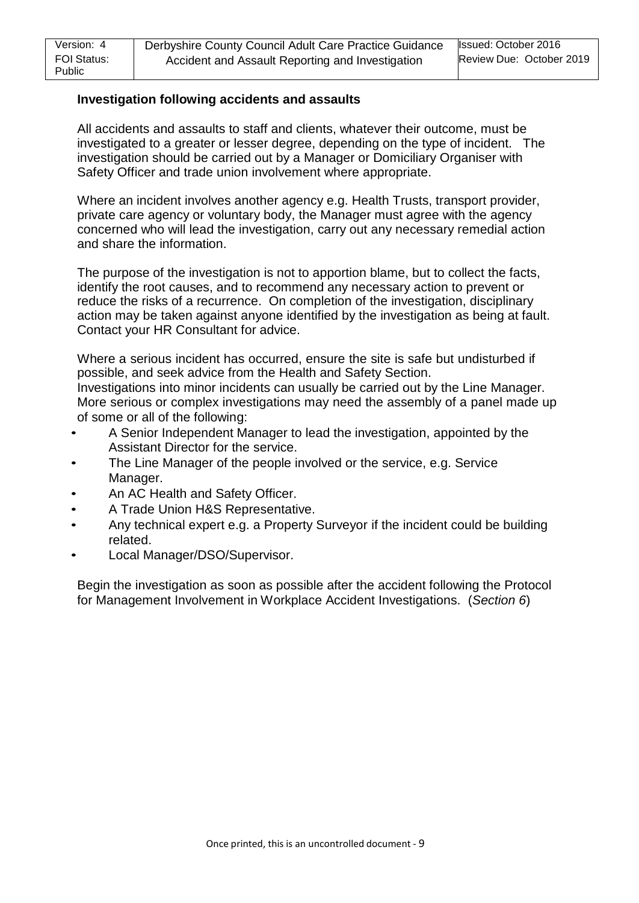**Investigation following accidents and assaults**

All accidents and assaults to staff and clients, whatever their outcome, must be investigated to a greater or lesser degree, depending on the type of incident. The investigation should be carried out by a Manager or Domiciliary Organiser with Safety Officer and trade union involvement where appropriate.

Where an incident involves another agency e.g. Health Trusts, transport provider, private care agency or voluntary body, the Manager must agree with the agency concerned who will lead the investigation, carry out any necessary remedial action and share the information.

The purpose of the investigation is not to apportion blame, but to collect the facts, identify the root causes, and to recommend any necessary action to prevent or reduce the risks of a recurrence. On completion of the investigation, disciplinary action may be taken against anyone identified by the investigation as being at fault. Contact your HR Consultant for advice.

Where a serious incident has occurred, ensure the site is safe but undisturbed if possible, and seek advice from the Health and Safety Section.
Investigations into minor incidents can usually be carried out by the Line Manager. More serious or complex investigations may need the assembly of a panel made up of some or all of the following:

- A Senior Independent Manager to lead the investigation, appointed by the Assistant Director for the service.
- The Line Manager of the people involved or the service, e.g. Service Manager.
- An AC Health and Safety Officer.
- A Trade Union H&S Representative.
- Any technical expert e.g. a Property Surveyor if the incident could be building related.
- Local Manager/DSO/Supervisor.

Begin the investigation as soon as possible after the accident following the Protocol for Management Involvement in Workplace Accident Investigations. (*Section 6*)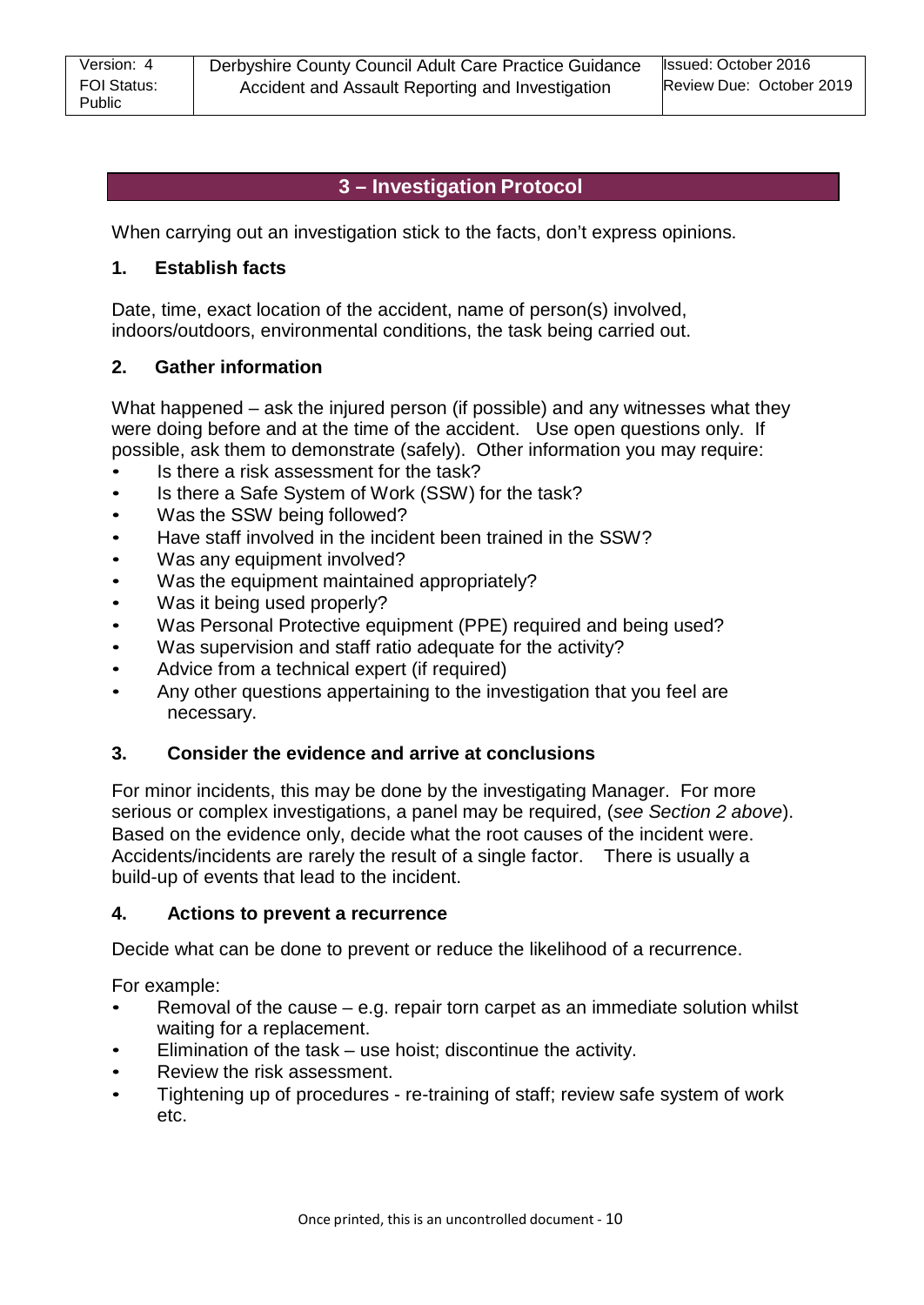## 3 – Investigation Protocol

When carrying out an investigation stick to the facts, don't express opinions.

### 1. Establish facts

Date, time, exact location of the accident, name of person(s) involved, indoors/outdoors, environmental conditions, the task being carried out.

### 2. Gather information

What happened – ask the injured person (if possible) and any witnesses what they were doing before and at the time of the accident. Use open questions only. If possible, ask them to demonstrate (safely). Other information you may require:

- Is there a risk assessment for the task?
- Is there a Safe System of Work (SSW) for the task?
- Was the SSW being followed?
- Have staff involved in the incident been trained in the SSW?
- Was any equipment involved?
- Was the equipment maintained appropriately?
- Was it being used properly?
- Was Personal Protective equipment (PPE) required and being used?
- Was supervision and staff ratio adequate for the activity?
- Advice from a technical expert (if required)
- Any other questions appertaining to the investigation that you feel are necessary.

### 3. Consider the evidence and arrive at conclusions

For minor incidents, this may be done by the investigating Manager. For more serious or complex investigations, a panel may be required, (*see Section 2 above*). Based on the evidence only, decide what the root causes of the incident were. Accidents/incidents are rarely the result of a single factor. There is usually a build-up of events that lead to the incident.

### 4. Actions to prevent a recurrence

Decide what can be done to prevent or reduce the likelihood of a recurrence.

For example:

- Removal of the cause – e.g. repair torn carpet as an immediate solution whilst waiting for a replacement.
- Elimination of the task – use hoist; discontinue the activity.
- Review the risk assessment.
- Tightening up of procedures - re-training of staff; review safe system of work etc.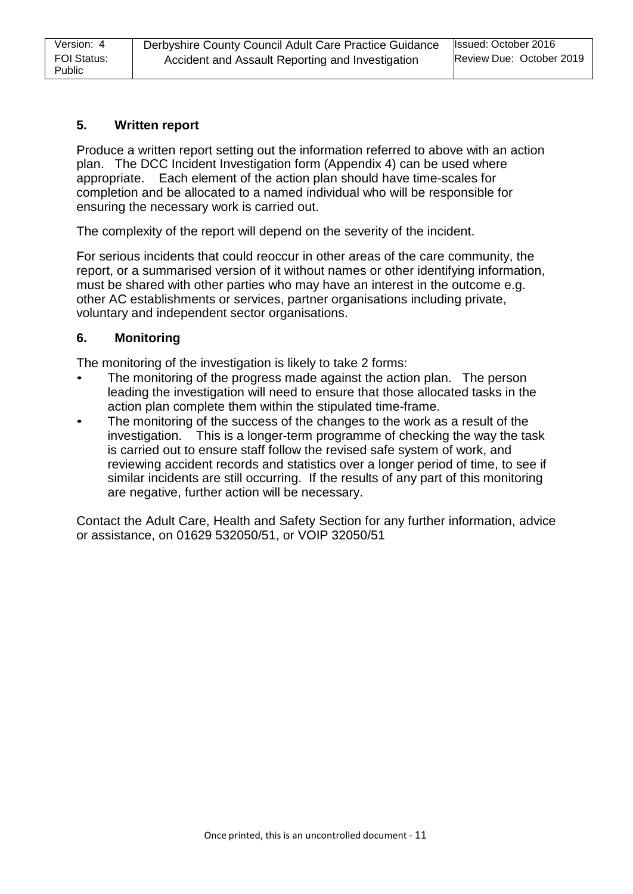## 5. Written report

Produce a written report setting out the information referred to above with an action plan. The DCC Incident Investigation form (Appendix 4) can be used where appropriate. Each element of the action plan should have time-scales for completion and be allocated to a named individual who will be responsible for ensuring the necessary work is carried out.

The complexity of the report will depend on the severity of the incident.

For serious incidents that could reoccur in other areas of the care community, the report, or a summarised version of it without names or other identifying information, must be shared with other parties who may have an interest in the outcome e.g. other AC establishments or services, partner organisations including private, voluntary and independent sector organisations.

## 6. Monitoring

The monitoring of the investigation is likely to take 2 forms:

- The monitoring of the progress made against the action plan. The person leading the investigation will need to ensure that those allocated tasks in the action plan complete them within the stipulated time-frame.
- The monitoring of the success of the changes to the work as a result of the investigation. This is a longer-term programme of checking the way the task is carried out to ensure staff follow the revised safe system of work, and reviewing accident records and statistics over a longer period of time, to see if similar incidents are still occurring. If the results of any part of this monitoring are negative, further action will be necessary.

Contact the Adult Care, Health and Safety Section for any further information, advice or assistance, on 01629 532050/51, or VOIP 32050/51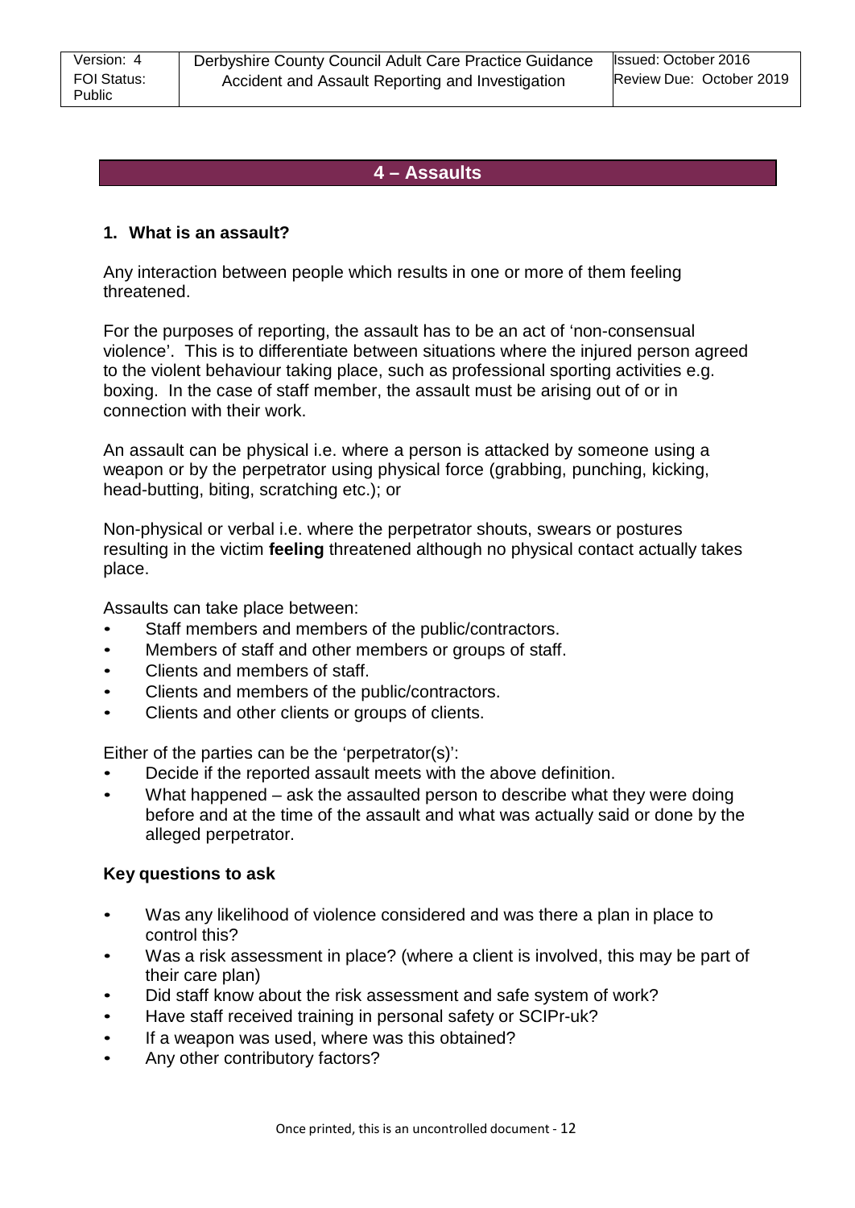## 4 – Assaults

### 1. What is an assault?

Any interaction between people which results in one or more of them feeling threatened.

For the purposes of reporting, the assault has to be an act of 'non-consensual violence'. This is to differentiate between situations where the injured person agreed to the violent behaviour taking place, such as professional sporting activities e.g. boxing. In the case of staff member, the assault must be arising out of or in connection with their work.

An assault can be physical i.e. where a person is attacked by someone using a weapon or by the perpetrator using physical force (grabbing, punching, kicking, head-butting, biting, scratching etc.); or

Non-physical or verbal i.e. where the perpetrator shouts, swears or postures resulting in the victim **feeling** threatened although no physical contact actually takes place.

Assaults can take place between:

- Staff members and members of the public/contractors.
- Members of staff and other members or groups of staff.
- Clients and members of staff.
- Clients and members of the public/contractors.
- Clients and other clients or groups of clients.

Either of the parties can be the 'perpetrator(s)':

- Decide if the reported assault meets with the above definition.
- What happened – ask the assaulted person to describe what they were doing before and at the time of the assault and what was actually said or done by the alleged perpetrator.

**Key questions to ask**

- Was any likelihood of violence considered and was there a plan in place to control this?
- Was a risk assessment in place? (where a client is involved, this may be part of their care plan)
- Did staff know about the risk assessment and safe system of work?
- Have staff received training in personal safety or SCIPr-uk?
- If a weapon was used, where was this obtained?
- Any other contributory factors?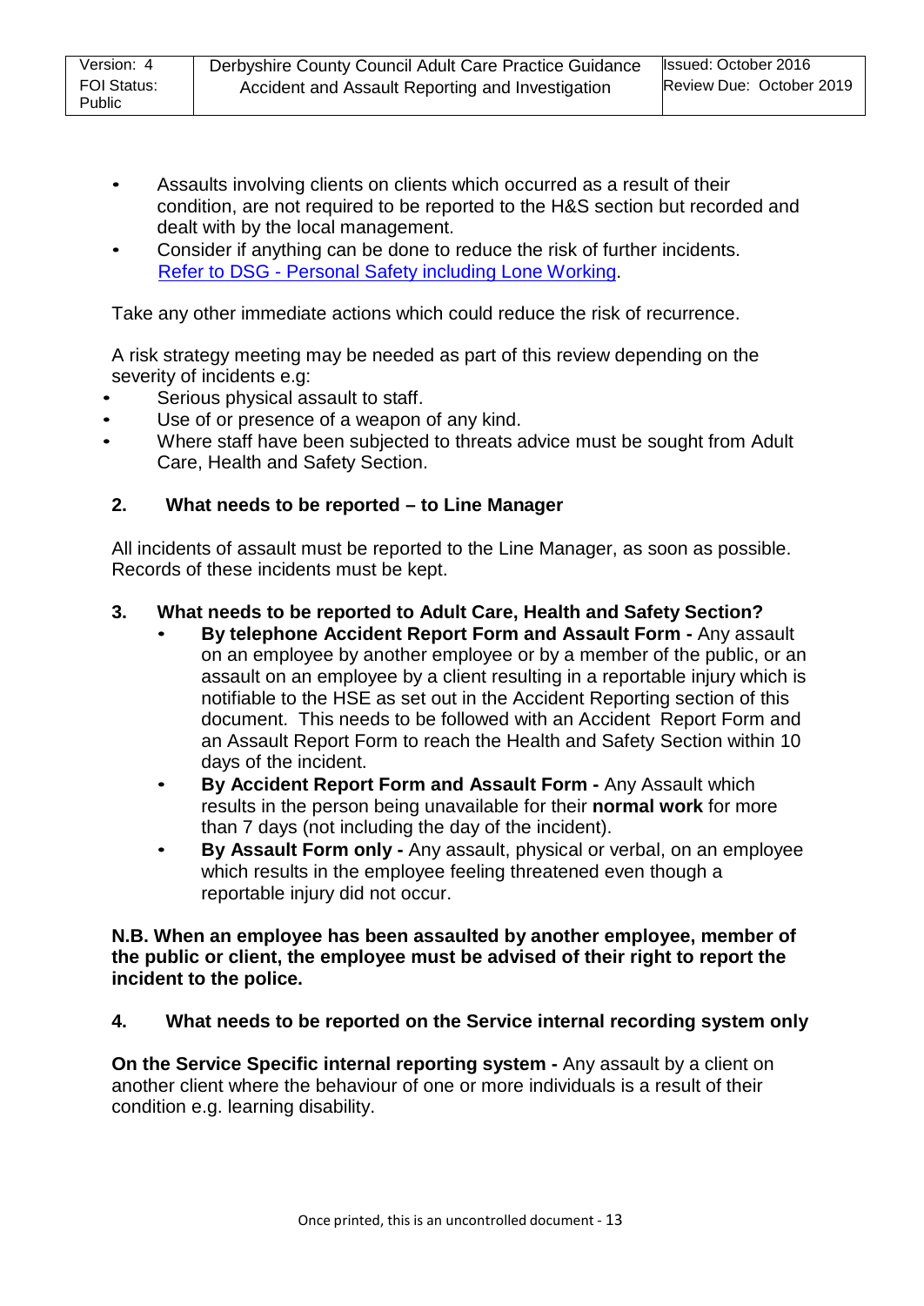- Assaults involving clients on clients which occurred as a result of their condition, are not required to be reported to the H&S section but recorded and dealt with by the local management.
- Consider if anything can be done to reduce the risk of further incidents. [Refer to DSG - Personal Safety including Lone Working](#).

Take any other immediate actions which could reduce the risk of recurrence.

A risk strategy meeting may be needed as part of this review depending on the severity of incidents e.g:

- Serious physical assault to staff.
- Use of or presence of a weapon of any kind.
- Where staff have been subjected to threats advice must be sought from Adult Care, Health and Safety Section.

## 2. What needs to be reported – to Line Manager

All incidents of assault must be reported to the Line Manager, as soon as possible. Records of these incidents must be kept.

## 3. What needs to be reported to Adult Care, Health and Safety Section?

- **By telephone Accident Report Form and Assault Form -** Any assault on an employee by another employee or by a member of the public, or an assault on an employee by a client resulting in a reportable injury which is notifiable to the HSE as set out in the Accident Reporting section of this document. This needs to be followed with an Accident Report Form and an Assault Report Form to reach the Health and Safety Section within 10 days of the incident.
- **By Accident Report Form and Assault Form -** Any Assault which results in the person being unavailable for their **normal work** for more than 7 days (not including the day of the incident).
- **By Assault Form only -** Any assault, physical or verbal, on an employee which results in the employee feeling threatened even though a reportable injury did not occur.

**N.B. When an employee has been assaulted by another employee, member of the public or client, the employee must be advised of their right to report the incident to the police.**

## 4. What needs to be reported on the Service internal recording system only

**On the Service Specific internal reporting system -** Any assault by a client on another client where the behaviour of one or more individuals is a result of their condition e.g. learning disability.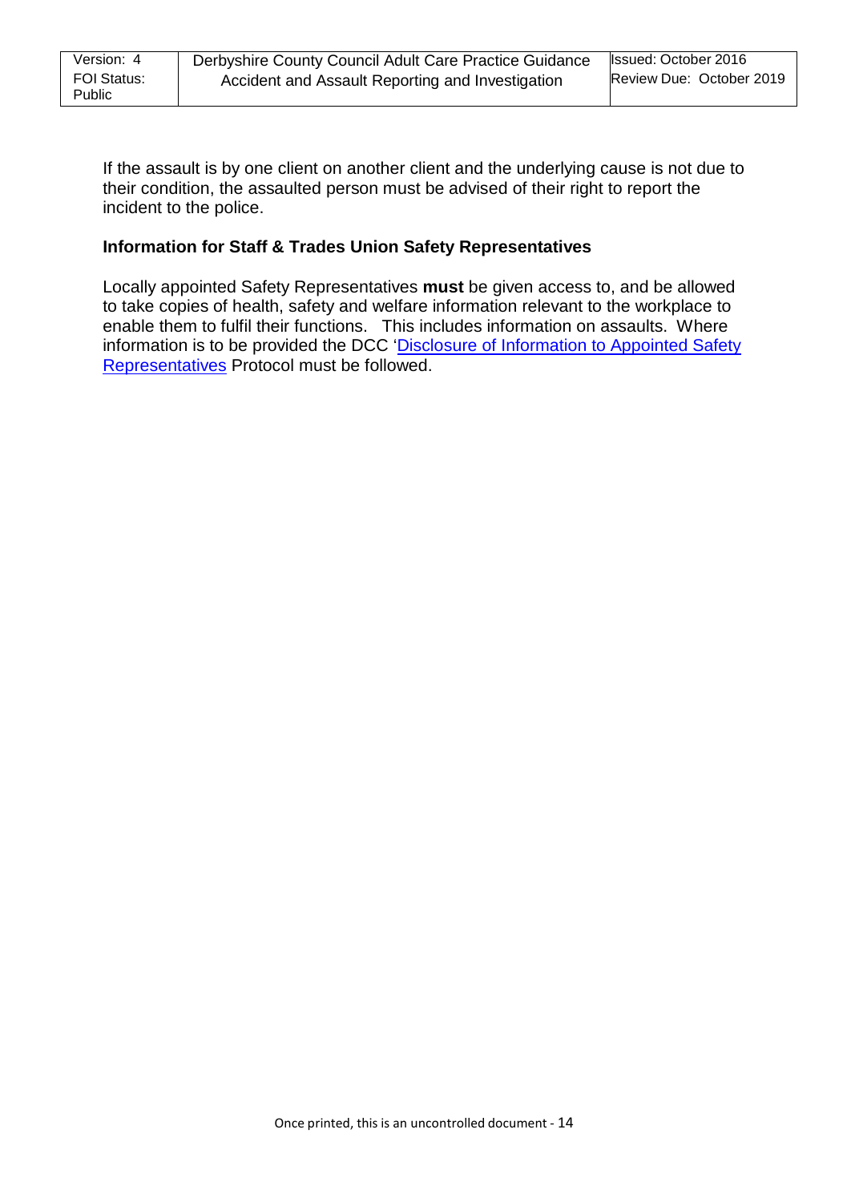If the assault is by one client on another client and the underlying cause is not due to their condition, the assaulted person must be advised of their right to report the incident to the police.

**Information for Staff & Trades Union Safety Representatives**

Locally appointed Safety Representatives **must** be given access to, and be allowed to take copies of health, safety and welfare information relevant to the workplace to enable them to fulfil their functions. This includes information on assaults. Where information is to be provided the DCC 'Disclosure of Information to Appointed Safety Representatives Protocol must be followed.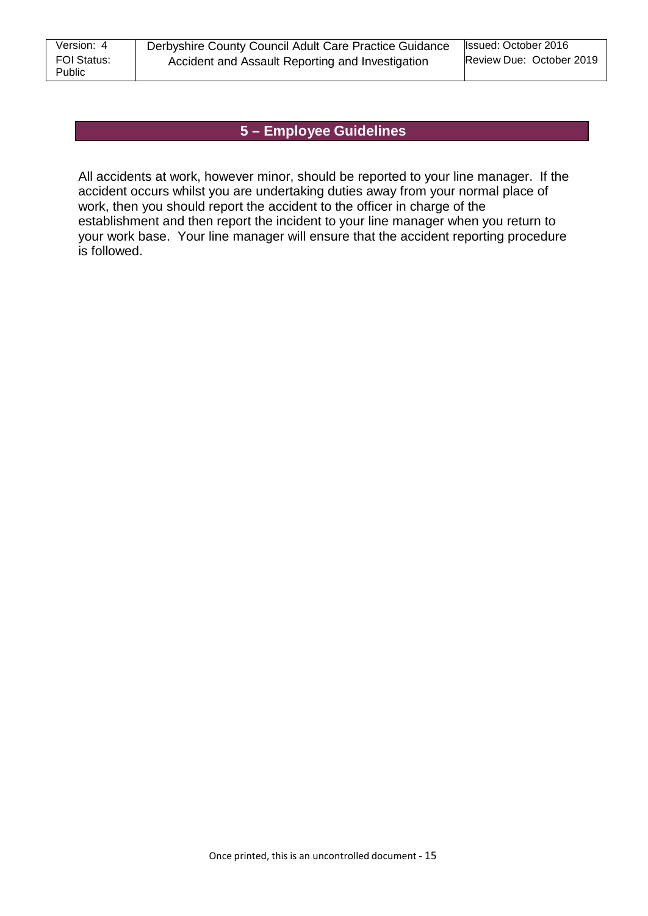## 5 – Employee Guidelines

All accidents at work, however minor, should be reported to your line manager. If the accident occurs whilst you are undertaking duties away from your normal place of work, then you should report the accident to the officer in charge of the establishment and then report the incident to your line manager when you return to your work base. Your line manager will ensure that the accident reporting procedure is followed.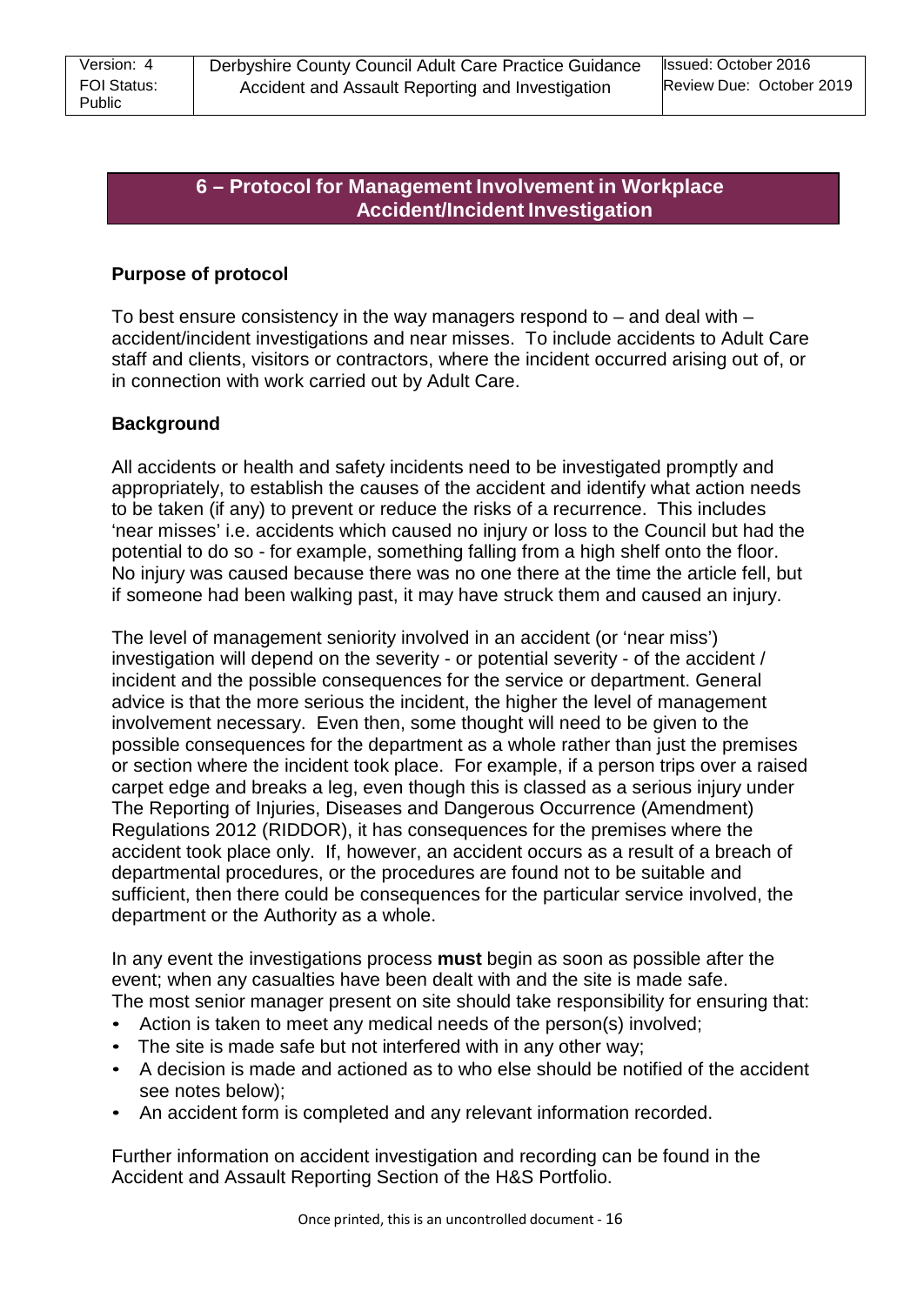## 6 – Protocol for Management Involvement in Workplace Accident/Incident Investigation

**Purpose of protocol**

To best ensure consistency in the way managers respond to – and deal with – accident/incident investigations and near misses. To include accidents to Adult Care staff and clients, visitors or contractors, where the incident occurred arising out of, or in connection with work carried out by Adult Care.

**Background**

All accidents or health and safety incidents need to be investigated promptly and appropriately, to establish the causes of the accident and identify what action needs to be taken (if any) to prevent or reduce the risks of a recurrence. This includes 'near misses' i.e. accidents which caused no injury or loss to the Council but had the potential to do so - for example, something falling from a high shelf onto the floor. No injury was caused because there was no one there at the time the article fell, but if someone had been walking past, it may have struck them and caused an injury.

The level of management seniority involved in an accident (or 'near miss') investigation will depend on the severity - or potential severity - of the accident / incident and the possible consequences for the service or department. General advice is that the more serious the incident, the higher the level of management involvement necessary. Even then, some thought will need to be given to the possible consequences for the department as a whole rather than just the premises or section where the incident took place. For example, if a person trips over a raised carpet edge and breaks a leg, even though this is classed as a serious injury under The Reporting of Injuries, Diseases and Dangerous Occurrence (Amendment) Regulations 2012 (RIDDOR), it has consequences for the premises where the accident took place only. If, however, an accident occurs as a result of a breach of departmental procedures, or the procedures are found not to be suitable and sufficient, then there could be consequences for the particular service involved, the department or the Authority as a whole.

In any event the investigations process **must** begin as soon as possible after the event; when any casualties have been dealt with and the site is made safe.
The most senior manager present on site should take responsibility for ensuring that:

- Action is taken to meet any medical needs of the person(s) involved;
- The site is made safe but not interfered with in any other way;
- A decision is made and actioned as to who else should be notified of the accident see notes below);
- An accident form is completed and any relevant information recorded.

Further information on accident investigation and recording can be found in the Accident and Assault Reporting Section of the H&S Portfolio.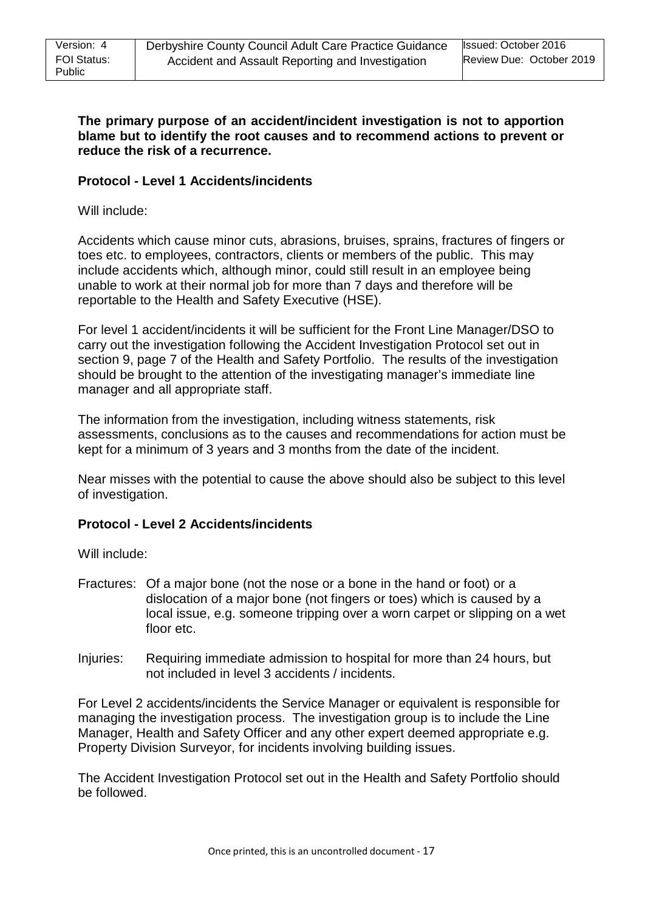**The primary purpose of an accident/incident investigation is not to apportion blame but to identify the root causes and to recommend actions to prevent or reduce the risk of a recurrence.**

**Protocol - Level 1 Accidents/incidents**

Will include:

Accidents which cause minor cuts, abrasions, bruises, sprains, fractures of fingers or toes etc. to employees, contractors, clients or members of the public. This may include accidents which, although minor, could still result in an employee being unable to work at their normal job for more than 7 days and therefore will be reportable to the Health and Safety Executive (HSE).

For level 1 accident/incidents it will be sufficient for the Front Line Manager/DSO to carry out the investigation following the Accident Investigation Protocol set out in section 9, page 7 of the Health and Safety Portfolio. The results of the investigation should be brought to the attention of the investigating manager's immediate line manager and all appropriate staff.

The information from the investigation, including witness statements, risk assessments, conclusions as to the causes and recommendations for action must be kept for a minimum of 3 years and 3 months from the date of the incident.

Near misses with the potential to cause the above should also be subject to this level of investigation.

**Protocol - Level 2 Accidents/incidents**

Will include:

Fractures: Of a major bone (not the nose or a bone in the hand or foot) or a dislocation of a major bone (not fingers or toes) which is caused by a local issue, e.g. someone tripping over a worn carpet or slipping on a wet floor etc.

Injuries: Requiring immediate admission to hospital for more than 24 hours, but not included in level 3 accidents / incidents.

For Level 2 accidents/incidents the Service Manager or equivalent is responsible for managing the investigation process. The investigation group is to include the Line Manager, Health and Safety Officer and any other expert deemed appropriate e.g. Property Division Surveyor, for incidents involving building issues.

The Accident Investigation Protocol set out in the Health and Safety Portfolio should be followed.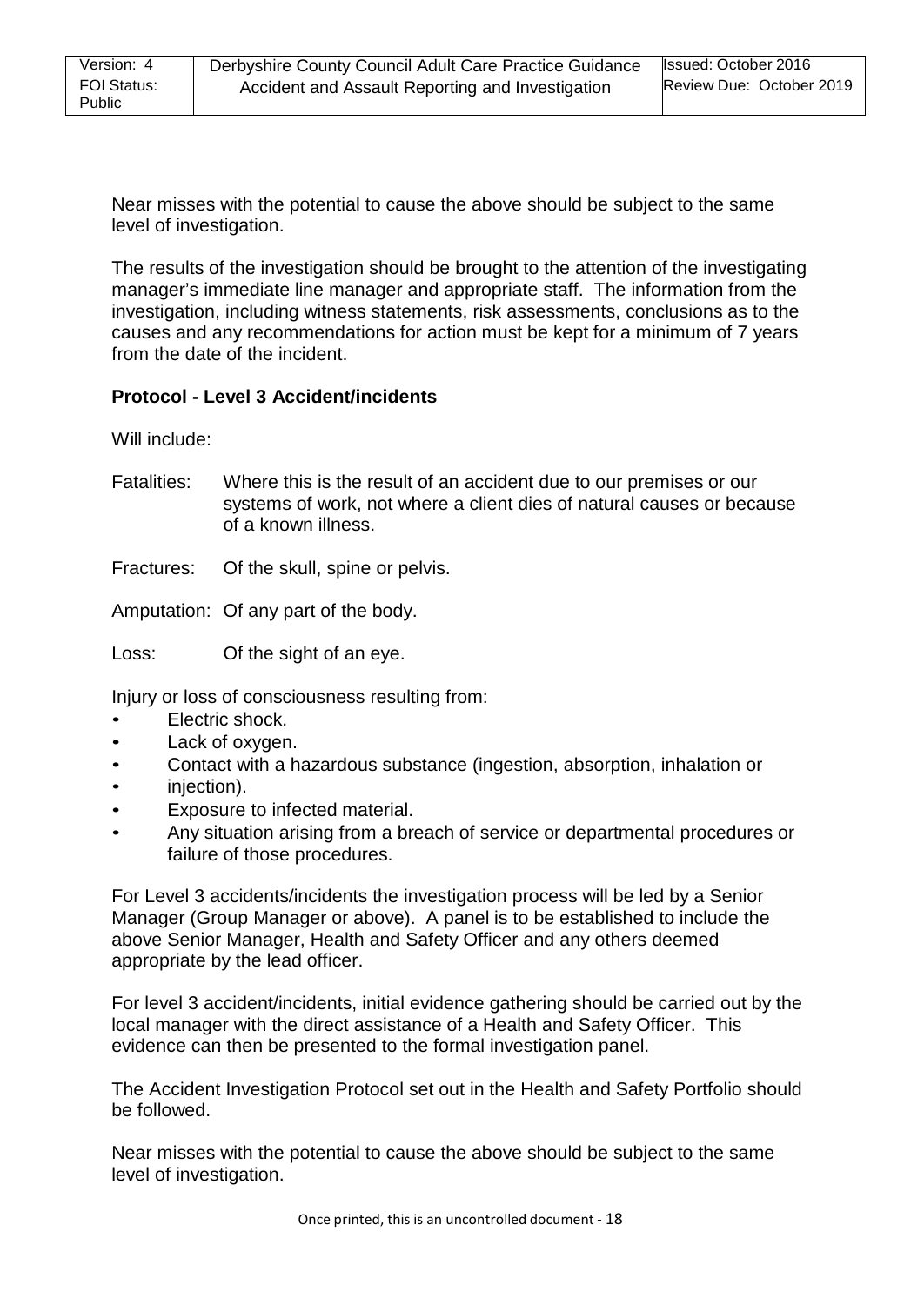Near misses with the potential to cause the above should be subject to the same level of investigation.

The results of the investigation should be brought to the attention of the investigating manager's immediate line manager and appropriate staff. The information from the investigation, including witness statements, risk assessments, conclusions as to the causes and any recommendations for action must be kept for a minimum of 7 years from the date of the incident.

**Protocol - Level 3 Accident/incidents**

Will include:

Fatalities: Where this is the result of an accident due to our premises or our systems of work, not where a client dies of natural causes or because of a known illness.

Fractures: Of the skull, spine or pelvis.

Amputation: Of any part of the body.

Loss: Of the sight of an eye.

Injury or loss of consciousness resulting from:

- Electric shock.
- Lack of oxygen.
- Contact with a hazardous substance (ingestion, absorption, inhalation or
- injection).
- Exposure to infected material.
- Any situation arising from a breach of service or departmental procedures or failure of those procedures.

For Level 3 accidents/incidents the investigation process will be led by a Senior Manager (Group Manager or above). A panel is to be established to include the above Senior Manager, Health and Safety Officer and any others deemed appropriate by the lead officer.

For level 3 accident/incidents, initial evidence gathering should be carried out by the local manager with the direct assistance of a Health and Safety Officer. This evidence can then be presented to the formal investigation panel.

The Accident Investigation Protocol set out in the Health and Safety Portfolio should be followed.

Near misses with the potential to cause the above should be subject to the same level of investigation.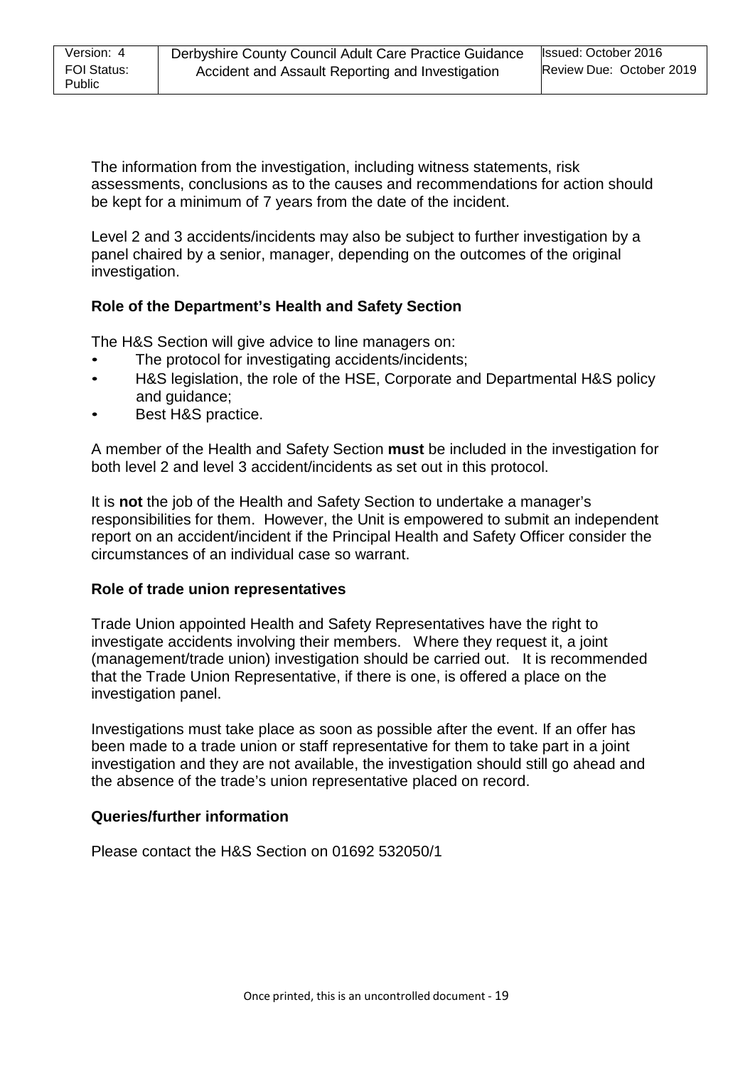The information from the investigation, including witness statements, risk assessments, conclusions as to the causes and recommendations for action should be kept for a minimum of 7 years from the date of the incident.

Level 2 and 3 accidents/incidents may also be subject to further investigation by a panel chaired by a senior, manager, depending on the outcomes of the original investigation.

### Role of the Department's Health and Safety Section

The H&S Section will give advice to line managers on:

- The protocol for investigating accidents/incidents;
- H&S legislation, the role of the HSE, Corporate and Departmental H&S policy and guidance;
- Best H&S practice.

A member of the Health and Safety Section **must** be included in the investigation for both level 2 and level 3 accident/incidents as set out in this protocol.

It is **not** the job of the Health and Safety Section to undertake a manager's responsibilities for them. However, the Unit is empowered to submit an independent report on an accident/incident if the Principal Health and Safety Officer consider the circumstances of an individual case so warrant.

### Role of trade union representatives

Trade Union appointed Health and Safety Representatives have the right to investigate accidents involving their members. Where they request it, a joint (management/trade union) investigation should be carried out. It is recommended that the Trade Union Representative, if there is one, is offered a place on the investigation panel.

Investigations must take place as soon as possible after the event. If an offer has been made to a trade union or staff representative for them to take part in a joint investigation and they are not available, the investigation should still go ahead and the absence of the trade's union representative placed on record.

### Queries/further information

Please contact the H&S Section on 01692 532050/1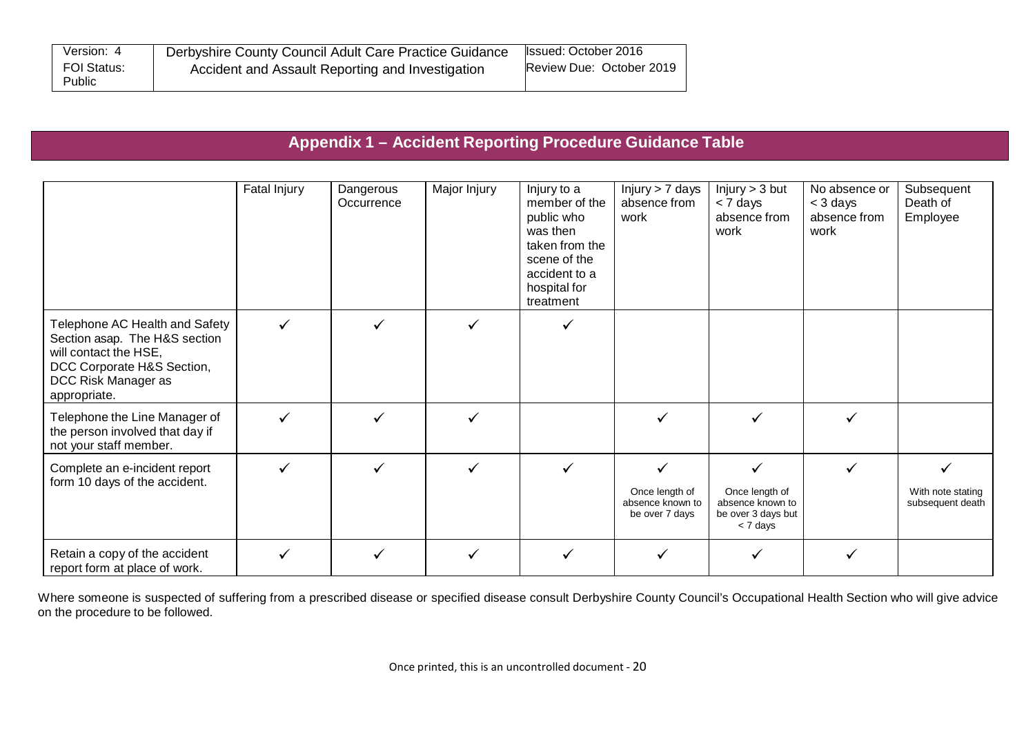## Appendix 1 – Accident Reporting Procedure Guidance Table

| | Fatal Injury | Dangerous Occurrence | Major Injury | Injury to a member of the public who was then taken from the scene of the accident to a hospital for treatment | Injury > 7 days absence from work | Injury > 3 but < 7 days absence from work | No absence or < 3 days absence from work | Subsequent Death of Employee |
|---|---|---|---|---|---|---|---|---|
| Telephone AC Health and Safety Section asap. The H&S section will contact the HSE, DCC Corporate H&S Section, DCC Risk Manager as appropriate. | ✓ | ✓ | ✓ | ✓ | | | | |
| Telephone the Line Manager of the person involved that day if not your staff member. | ✓ | ✓ | ✓ | | ✓ | ✓ | ✓ | |
| Complete an e-incident report form 10 days of the accident. | ✓ | ✓ | ✓ | ✓ | ✓ Once length of absence known to be over 7 days | ✓ Once length of absence known to be over 3 days but < 7 days | ✓ | ✓ With note stating subsequent death |
| Retain a copy of the accident report form at place of work. | ✓ | ✓ | ✓ | ✓ | ✓ | ✓ | ✓ | |

Where someone is suspected of suffering from a prescribed disease or specified disease consult Derbyshire County Council's Occupational Health Section who will give advice on the procedure to be followed.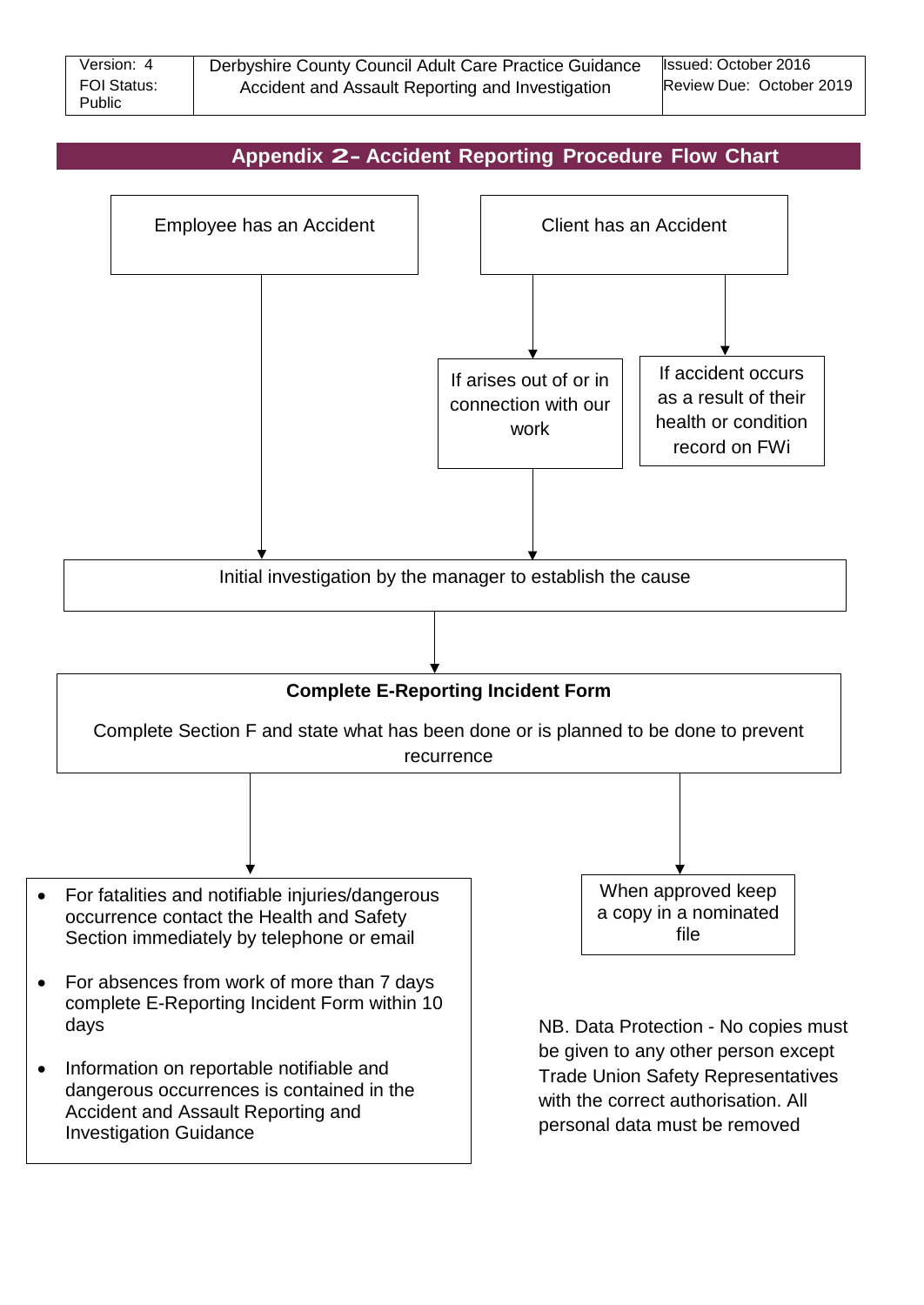## Appendix 2 - Accident Reporting Procedure Flow Chart

**Employee has an Accident**

**Client has an Accident**

- If arises out of or in connection with our work
- If accident occurs as a result of their health or condition record on FWi

**Initial investigation by the manager to establish the cause**

**Complete E-Reporting Incident Form**

Complete Section F and state what has been done or is planned to be done to prevent recurrence

- For fatalities and notifiable injuries/dangerous occurrence contact the Health and Safety Section immediately by telephone or email
- For absences from work of more than 7 days complete E-Reporting Incident Form within 10 days
- Information on reportable notifiable and dangerous occurrences is contained in the Accident and Assault Reporting and Investigation Guidance

When approved keep a copy in a nominated file

NB. Data Protection - No copies must be given to any other person except Trade Union Safety Representatives with the correct authorisation. All personal data must be removed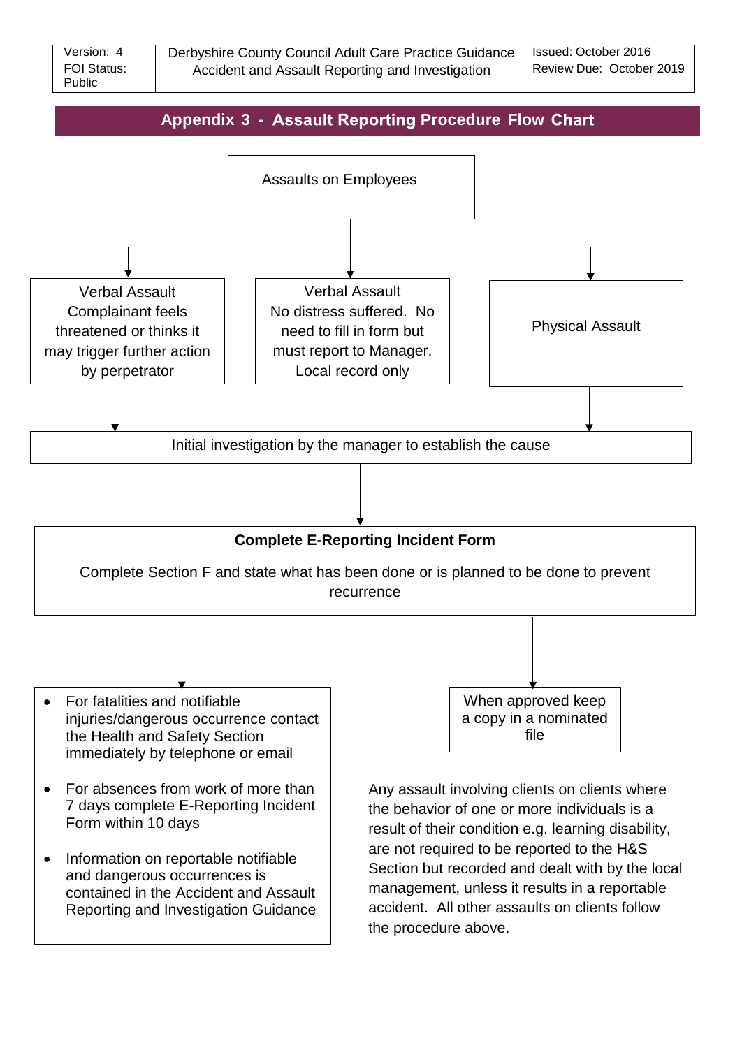## Appendix 3 - Assault Reporting Procedure Flow Chart

**Assaults on Employees**

- **Verbal Assault** – Complainant feels threatened or thinks it may trigger further action by perpetrator
- **Verbal Assault** – No distress suffered. No need to fill in form but must report to Manager. Local record only
- **Physical Assault**

Initial investigation by the manager to establish the cause

**Complete E-Reporting Incident Form**

Complete Section F and state what has been done or is planned to be done to prevent recurrence

- For fatalities and notifiable injuries/dangerous occurrence contact the Health and Safety Section immediately by telephone or email
- For absences from work of more than 7 days complete E-Reporting Incident Form within 10 days
- Information on reportable notifiable and dangerous occurrences is contained in the Accident and Assault Reporting and Investigation Guidance

When approved keep a copy in a nominated file

Any assault involving clients on clients where the behavior of one or more individuals is a result of their condition e.g. learning disability, are not required to be reported to the H&S Section but recorded and dealt with by the local management, unless it results in a reportable accident. All other assaults on clients follow the procedure above.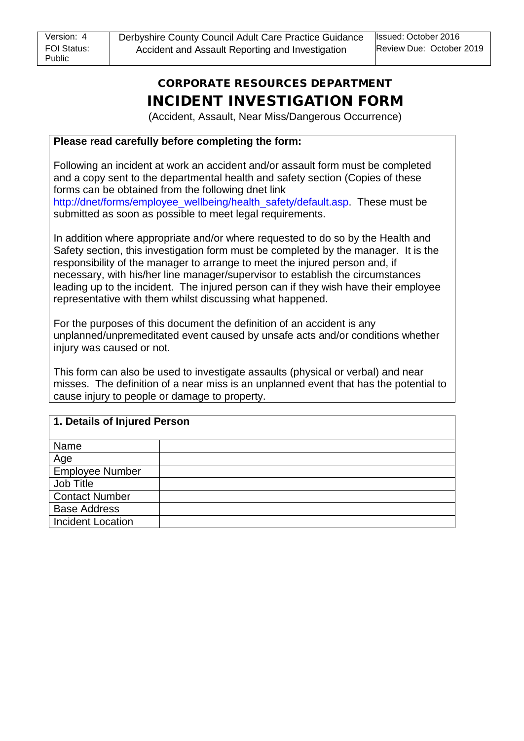# CORPORATE RESOURCES DEPARTMENT

# INCIDENT INVESTIGATION FORM

(Accident, Assault, Near Miss/Dangerous Occurrence)

**Please read carefully before completing the form:**

Following an incident at work an accident and/or assault form must be completed and a copy sent to the departmental health and safety section (Copies of these forms can be obtained from the following dnet link http://dnet/forms/employee_wellbeing/health_safety/default.asp. These must be submitted as soon as possible to meet legal requirements.

In addition where appropriate and/or where requested to do so by the Health and Safety section, this investigation form must be completed by the manager. It is the responsibility of the manager to arrange to meet the injured person and, if necessary, with his/her line manager/supervisor to establish the circumstances leading up to the incident. The injured person can if they wish have their employee representative with them whilst discussing what happened.

For the purposes of this document the definition of an accident is any unplanned/unpremeditated event caused by unsafe acts and/or conditions whether injury was caused or not.

This form can also be used to investigate assaults (physical or verbal) and near misses. The definition of a near miss is an unplanned event that has the potential to cause injury to people or damage to property.

| **1. Details of Injured Person** | |
|---|---|
| Name | |
| Age | |
| Employee Number | |
| Job Title | |
| Contact Number | |
| Base Address | |
| Incident Location | |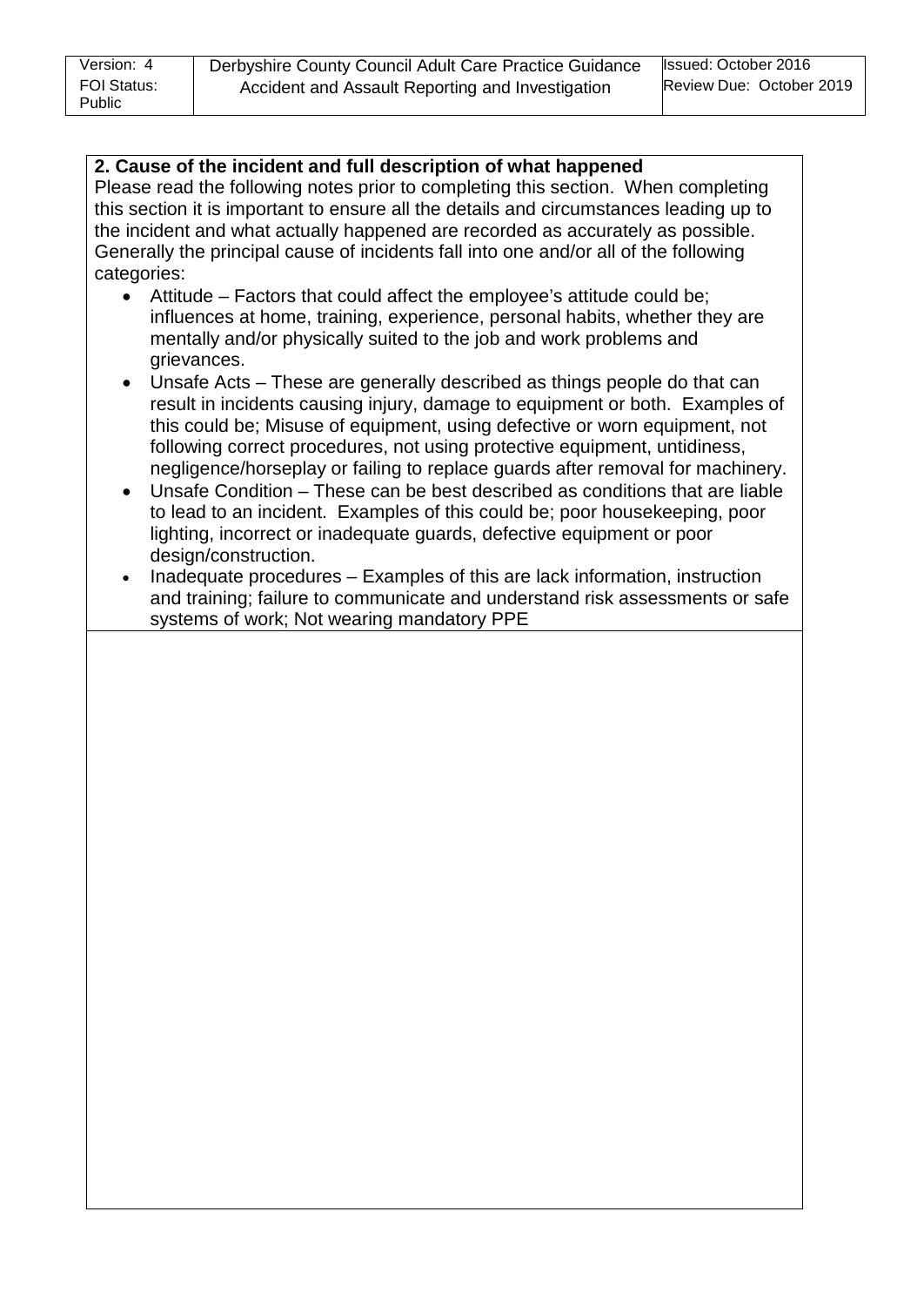**2. Cause of the incident and full description of what happened**

Please read the following notes prior to completing this section. When completing this section it is important to ensure all the details and circumstances leading up to the incident and what actually happened are recorded as accurately as possible. Generally the principal cause of incidents fall into one and/or all of the following categories:

- Attitude – Factors that could affect the employee's attitude could be; influences at home, training, experience, personal habits, whether they are mentally and/or physically suited to the job and work problems and grievances.
- Unsafe Acts – These are generally described as things people do that can result in incidents causing injury, damage to equipment or both. Examples of this could be; Misuse of equipment, using defective or worn equipment, not following correct procedures, not using protective equipment, untidiness, negligence/horseplay or failing to replace guards after removal for machinery.
- Unsafe Condition – These can be best described as conditions that are liable to lead to an incident. Examples of this could be; poor housekeeping, poor lighting, incorrect or inadequate guards, defective equipment or poor design/construction.
- Inadequate procedures – Examples of this are lack information, instruction and training; failure to communicate and understand risk assessments or safe systems of work; Not wearing mandatory PPE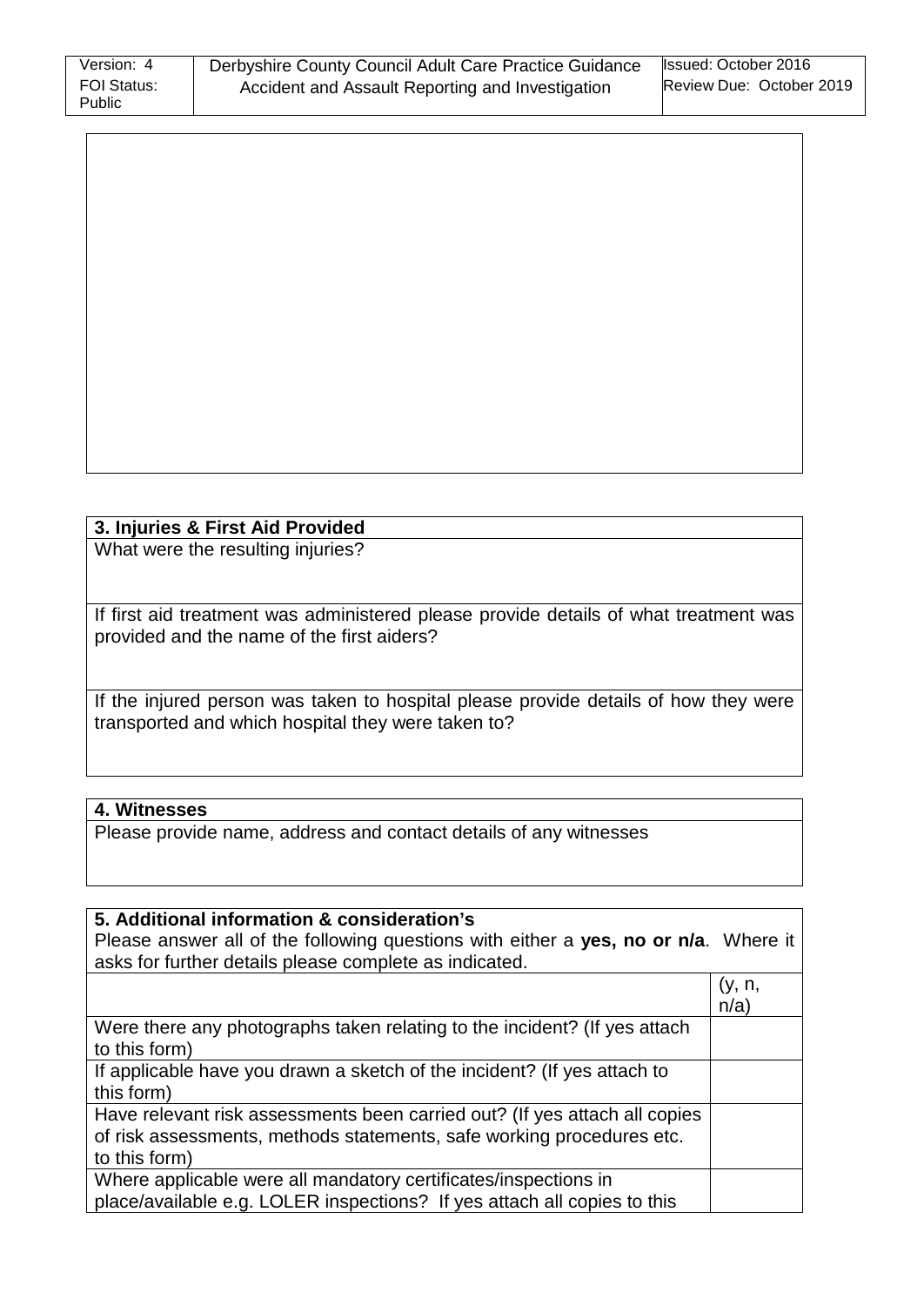| 3. Injuries & First Aid Provided |
| --- |
| What were the resulting injuries? |
| If first aid treatment was administered please provide details of what treatment was provided and the name of the first aiders? |
| If the injured person was taken to hospital please provide details of how they were transported and which hospital they were taken to? |

| 4. Witnesses |
| --- |
| Please provide name, address and contact details of any witnesses |

**5. Additional information & consideration's**

Please answer all of the following questions with either a **yes, no or n/a**. Where it asks for further details please complete as indicated.

| | (y, n, n/a) |
| --- | --- |
| Were there any photographs taken relating to the incident? (If yes attach to this form) | |
| If applicable have you drawn a sketch of the incident? (If yes attach to this form) | |
| Have relevant risk assessments been carried out? (If yes attach all copies of risk assessments, methods statements, safe working procedures etc. to this form) | |
| Where applicable were all mandatory certificates/inspections in place/available e.g. LOLER inspections? If yes attach all copies to this | |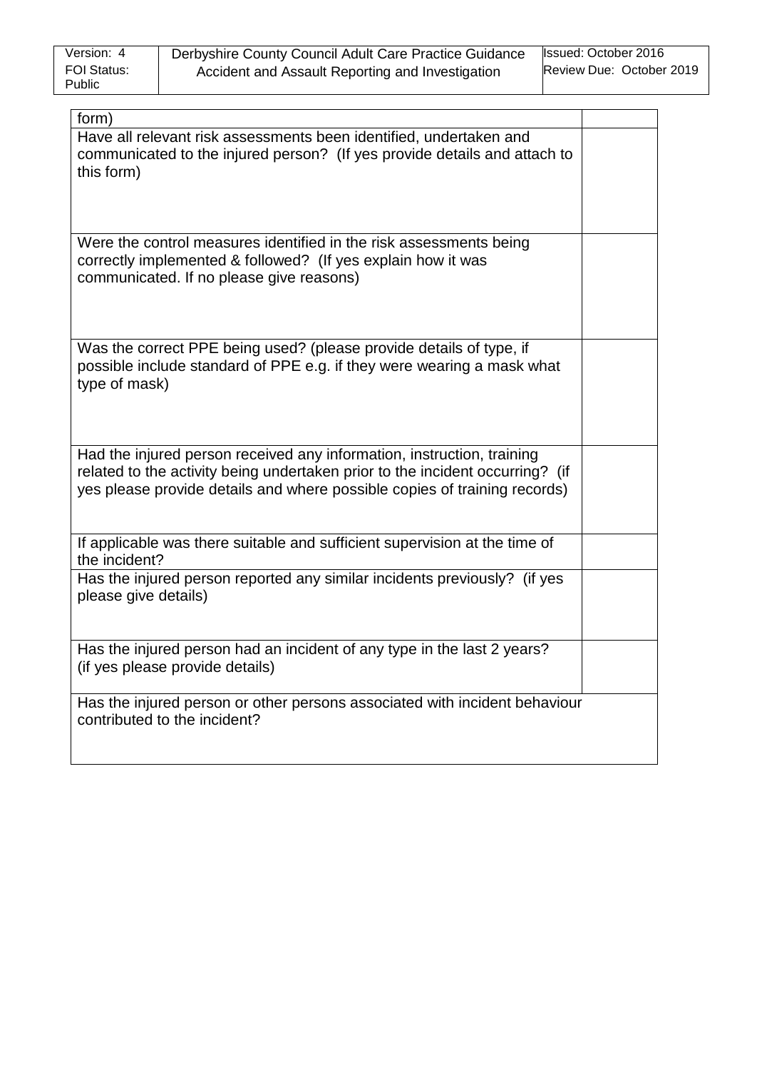| form) | |
|---|---|
| Have all relevant risk assessments been identified, undertaken and communicated to the injured person? (If yes provide details and attach to this form) | |
| Were the control measures identified in the risk assessments being correctly implemented & followed? (If yes explain how it was communicated. If no please give reasons) | |
| Was the correct PPE being used? (please provide details of type, if possible include standard of PPE e.g. if they were wearing a mask what type of mask) | |
| Had the injured person received any information, instruction, training related to the activity being undertaken prior to the incident occurring? (if yes please provide details and where possible copies of training records) | |
| If applicable was there suitable and sufficient supervision at the time of the incident? | |
| Has the injured person reported any similar incidents previously? (if yes please give details) | |
| Has the injured person had an incident of any type in the last 2 years? (if yes please provide details) | |
| Has the injured person or other persons associated with incident behaviour contributed to the incident? | |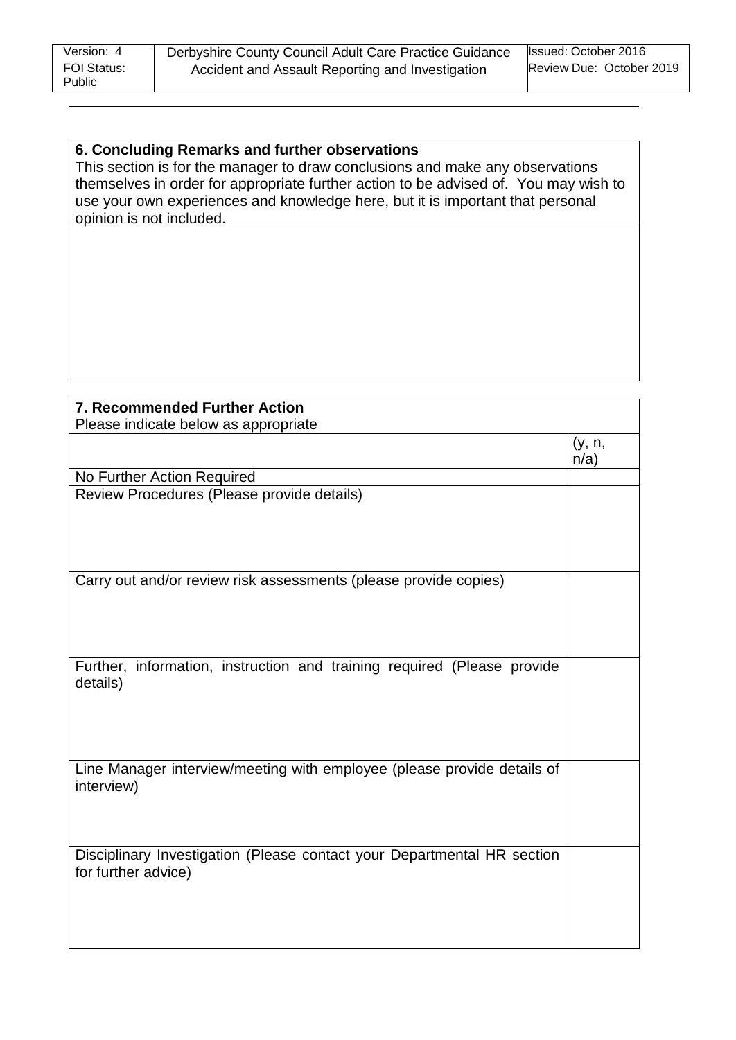**6. Concluding Remarks and further observations**

This section is for the manager to draw conclusions and make any observations themselves in order for appropriate further action to be advised of. You may wish to use your own experiences and knowledge here, but it is important that personal opinion is not included.

**7. Recommended Further Action**

Please indicate below as appropriate

| | (y, n, n/a) |
|---|---|
| No Further Action Required | |
| Review Procedures (Please provide details) | |
| Carry out and/or review risk assessments (please provide copies) | |
| Further, information, instruction and training required (Please provide details) | |
| Line Manager interview/meeting with employee (please provide details of interview) | |
| Disciplinary Investigation (Please contact your Departmental HR section for further advice) | |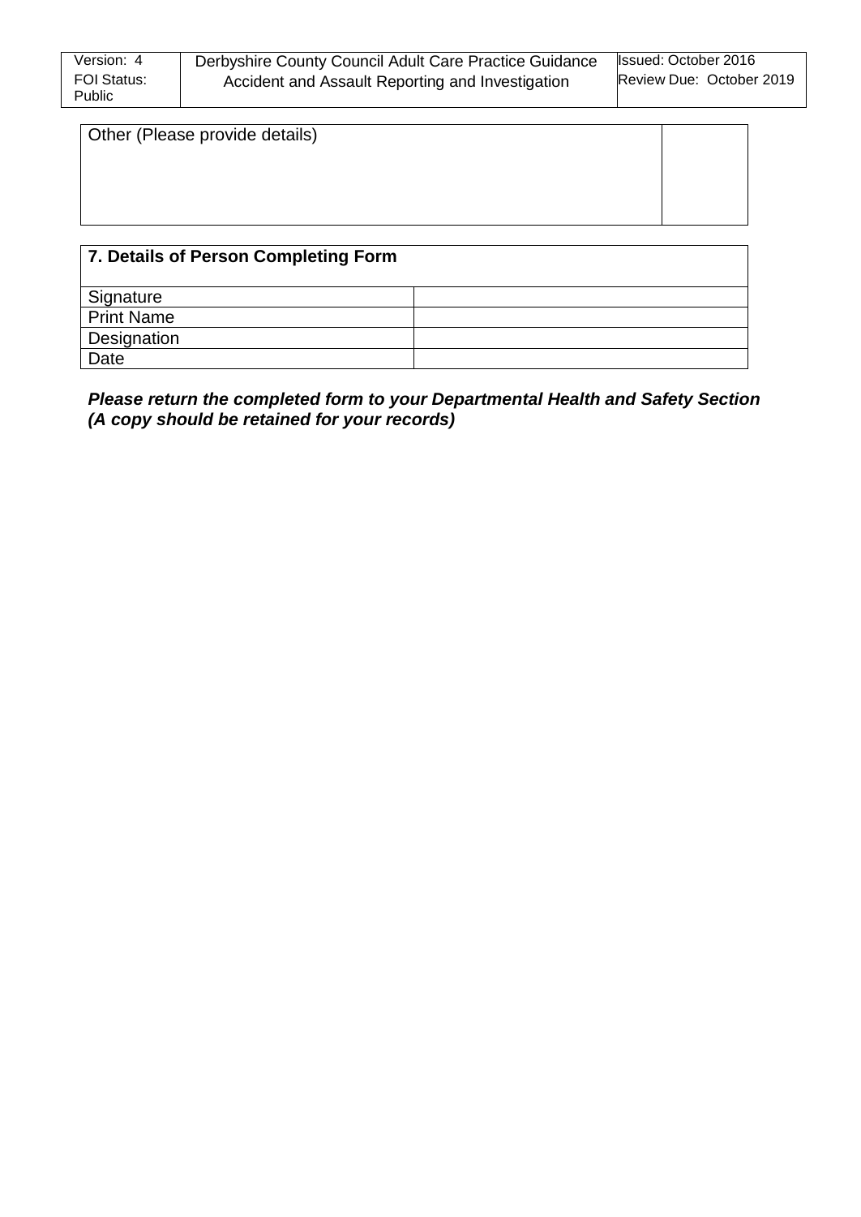| | |
|---|---|
| Other (Please provide details) | |

| 7. Details of Person Completing Form | |
|---|---|
| Signature | |
| Print Name | |
| Designation | |
| Date | |

***Please return the completed form to your Departmental Health and Safety Section (A copy should be retained for your records)***